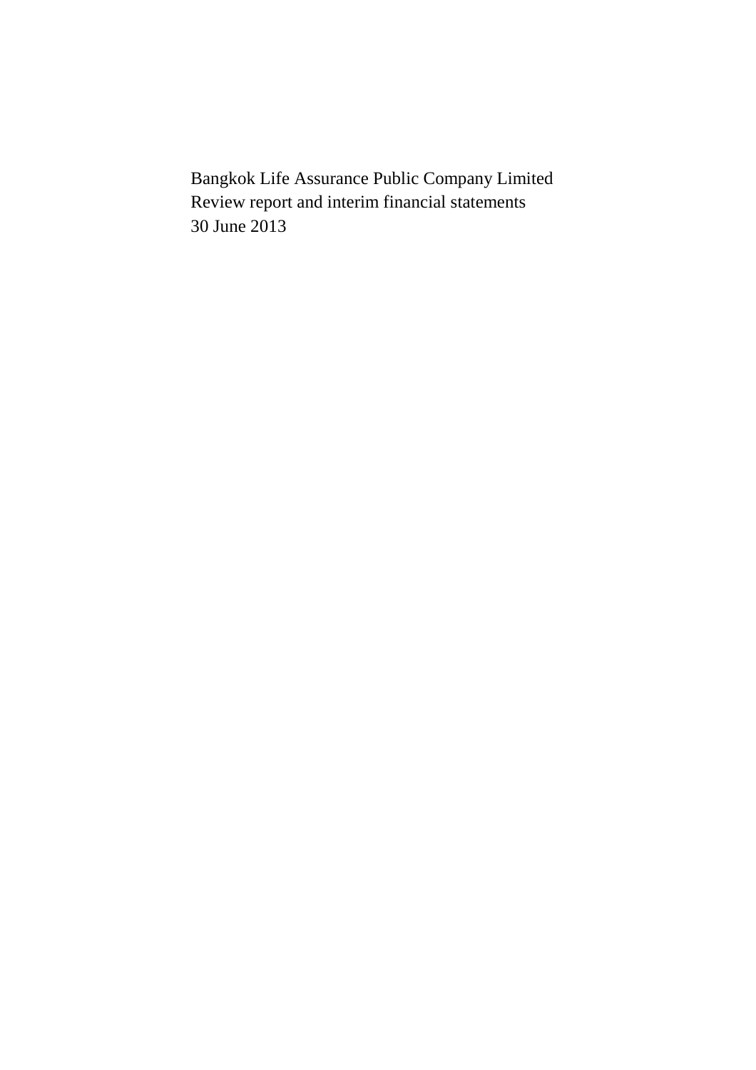Bangkok Life Assurance Public Company Limited
Review report and interim financial statements
30 June 2013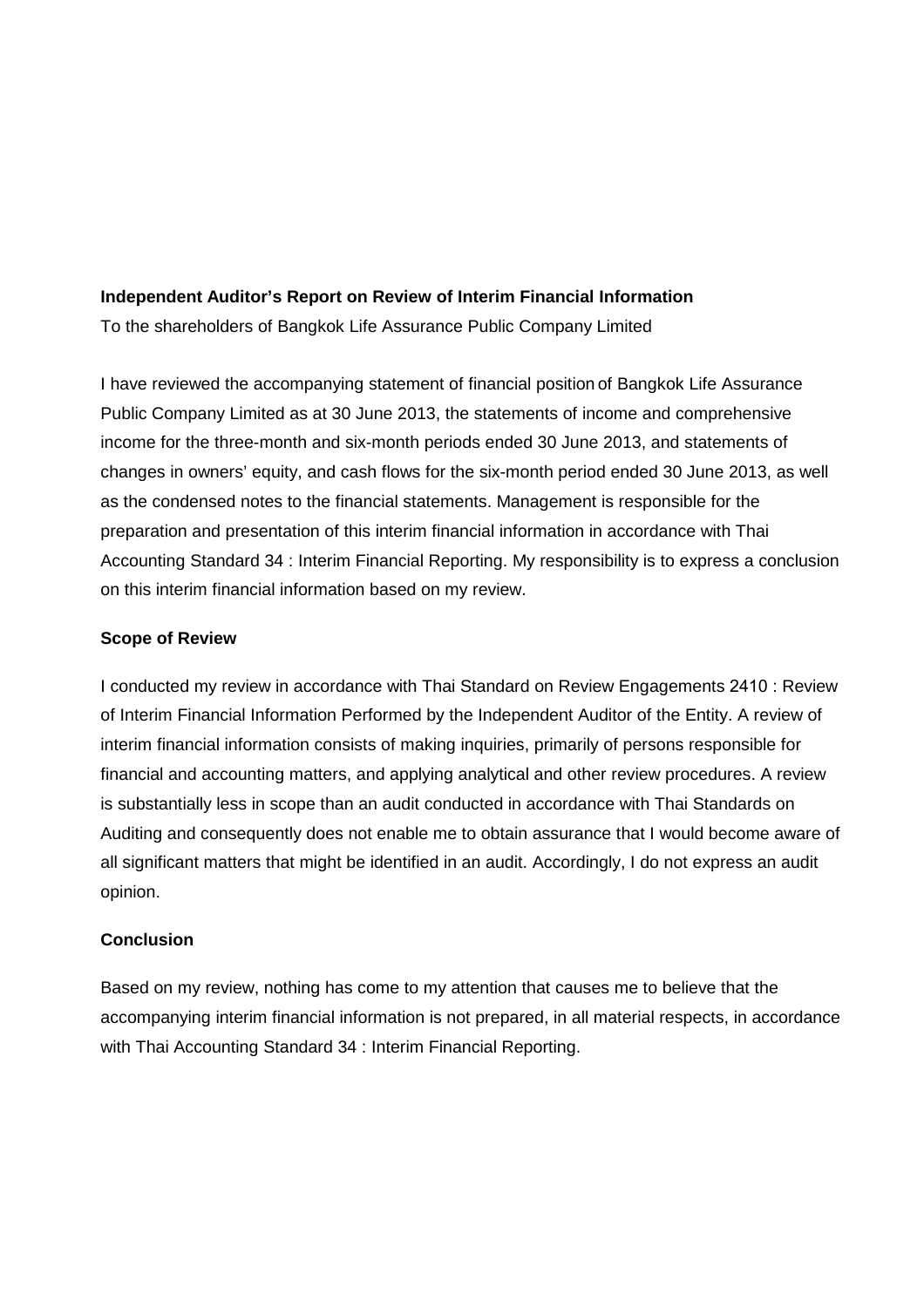**Independent Auditor's Report on Review of Interim Financial Information**

To the shareholders of Bangkok Life Assurance Public Company Limited

I have reviewed the accompanying statement of financial position of Bangkok Life Assurance Public Company Limited as at 30 June 2013, the statements of income and comprehensive income for the three-month and six-month periods ended 30 June 2013, and statements of changes in owners' equity, and cash flows for the six-month period ended 30 June 2013, as well as the condensed notes to the financial statements. Management is responsible for the preparation and presentation of this interim financial information in accordance with Thai Accounting Standard 34 : Interim Financial Reporting. My responsibility is to express a conclusion on this interim financial information based on my review.

**Scope of Review**

I conducted my review in accordance with Thai Standard on Review Engagements 2410 : Review of Interim Financial Information Performed by the Independent Auditor of the Entity. A review of interim financial information consists of making inquiries, primarily of persons responsible for financial and accounting matters, and applying analytical and other review procedures. A review is substantially less in scope than an audit conducted in accordance with Thai Standards on Auditing and consequently does not enable me to obtain assurance that I would become aware of all significant matters that might be identified in an audit. Accordingly, I do not express an audit opinion.

**Conclusion**

Based on my review, nothing has come to my attention that causes me to believe that the accompanying interim financial information is not prepared, in all material respects, in accordance with Thai Accounting Standard 34 : Interim Financial Reporting.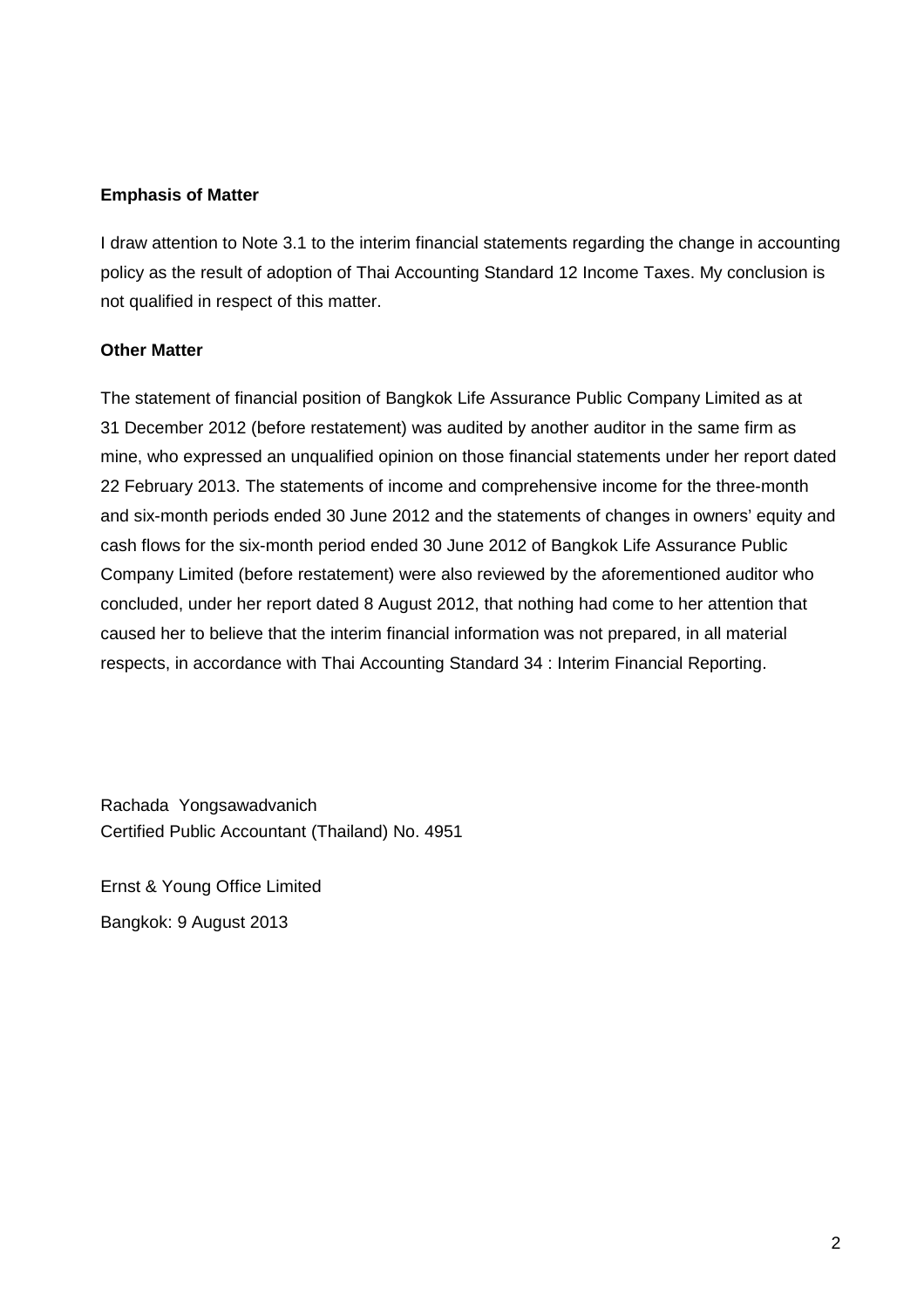**Emphasis of Matter**

I draw attention to Note 3.1 to the interim financial statements regarding the change in accounting policy as the result of adoption of Thai Accounting Standard 12 Income Taxes. My conclusion is not qualified in respect of this matter.

**Other Matter**

The statement of financial position of Bangkok Life Assurance Public Company Limited as at 31 December 2012 (before restatement) was audited by another auditor in the same firm as mine, who expressed an unqualified opinion on those financial statements under her report dated 22 February 2013. The statements of income and comprehensive income for the three-month and six-month periods ended 30 June 2012 and the statements of changes in owners' equity and cash flows for the six-month period ended 30 June 2012 of Bangkok Life Assurance Public Company Limited (before restatement) were also reviewed by the aforementioned auditor who concluded, under her report dated 8 August 2012, that nothing had come to her attention that caused her to believe that the interim financial information was not prepared, in all material respects, in accordance with Thai Accounting Standard 34 : Interim Financial Reporting.

Rachada Yongsawadvanich
Certified Public Accountant (Thailand) No. 4951

Ernst & Young Office Limited

Bangkok: 9 August 2013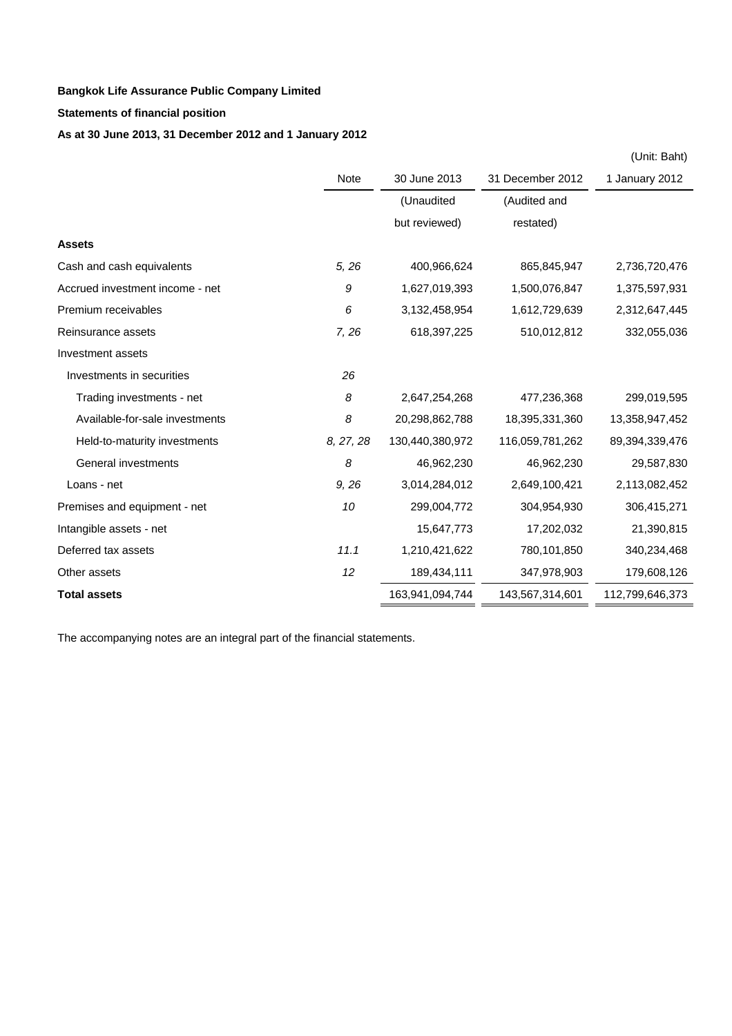**Bangkok Life Assurance Public Company Limited**

**Statements of financial position**

**As at 30 June 2013, 31 December 2012 and 1 January 2012**

(Unit: Baht)

| | Note | 30 June 2013 | 31 December 2012 | 1 January 2012 |
|---|---|---|---|---|
| | | (Unaudited but reviewed) | (Audited and restated) | |
| **Assets** | | | | |
| Cash and cash equivalents | *5, 26* | 400,966,624 | 865,845,947 | 2,736,720,476 |
| Accrued investment income - net | *9* | 1,627,019,393 | 1,500,076,847 | 1,375,597,931 |
| Premium receivables | *6* | 3,132,458,954 | 1,612,729,639 | 2,312,647,445 |
| Reinsurance assets | *7, 26* | 618,397,225 | 510,012,812 | 332,055,036 |
| Investment assets | | | | |
| Investments in securities | *26* | | | |
| Trading investments - net | *8* | 2,647,254,268 | 477,236,368 | 299,019,595 |
| Available-for-sale investments | *8* | 20,298,862,788 | 18,395,331,360 | 13,358,947,452 |
| Held-to-maturity investments | *8, 27, 28* | 130,440,380,972 | 116,059,781,262 | 89,394,339,476 |
| General investments | *8* | 46,962,230 | 46,962,230 | 29,587,830 |
| Loans - net | *9, 26* | 3,014,284,012 | 2,649,100,421 | 2,113,082,452 |
| Premises and equipment - net | *10* | 299,004,772 | 304,954,930 | 306,415,271 |
| Intangible assets - net | | 15,647,773 | 17,202,032 | 21,390,815 |
| Deferred tax assets | *11.1* | 1,210,421,622 | 780,101,850 | 340,234,468 |
| Other assets | *12* | 189,434,111 | 347,978,903 | 179,608,126 |
| **Total assets** | | 163,941,094,744 | 143,567,314,601 | 112,799,646,373 |

The accompanying notes are an integral part of the financial statements.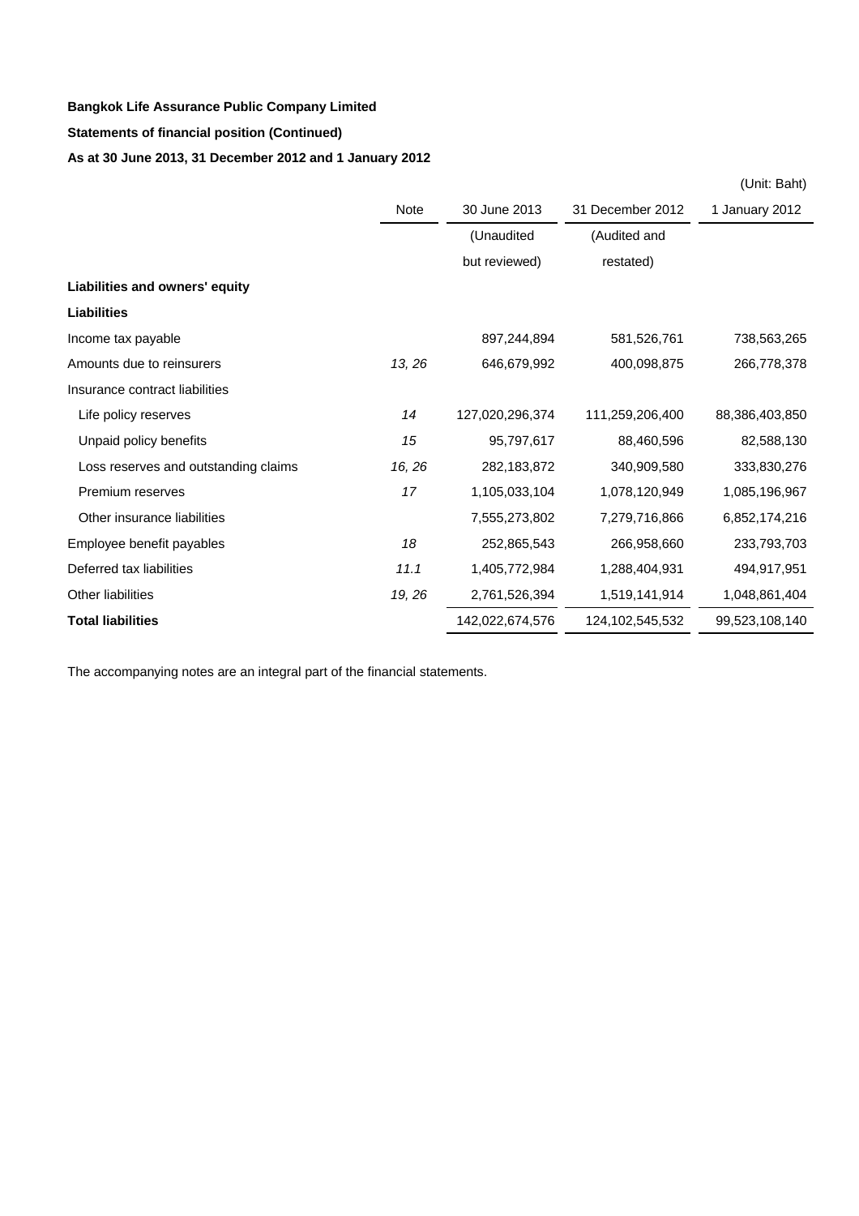**Bangkok Life Assurance Public Company Limited**

**Statements of financial position (Continued)**

**As at 30 June 2013, 31 December 2012 and 1 January 2012**

(Unit: Baht)

| | Note | 30 June 2013 | 31 December 2012 | 1 January 2012 |
|---|---|---|---|---|
| | | (Unaudited but reviewed) | (Audited and restated) | |
| **Liabilities and owners' equity** | | | | |
| **Liabilities** | | | | |
| Income tax payable | | 897,244,894 | 581,526,761 | 738,563,265 |
| Amounts due to reinsurers | *13, 26* | 646,679,992 | 400,098,875 | 266,778,378 |
| Insurance contract liabilities | | | | |
| Life policy reserves | *14* | 127,020,296,374 | 111,259,206,400 | 88,386,403,850 |
| Unpaid policy benefits | *15* | 95,797,617 | 88,460,596 | 82,588,130 |
| Loss reserves and outstanding claims | *16, 26* | 282,183,872 | 340,909,580 | 333,830,276 |
| Premium reserves | *17* | 1,105,033,104 | 1,078,120,949 | 1,085,196,967 |
| Other insurance liabilities | | 7,555,273,802 | 7,279,716,866 | 6,852,174,216 |
| Employee benefit payables | *18* | 252,865,543 | 266,958,660 | 233,793,703 |
| Deferred tax liabilities | *11.1* | 1,405,772,984 | 1,288,404,931 | 494,917,951 |
| Other liabilities | *19, 26* | 2,761,526,394 | 1,519,141,914 | 1,048,861,404 |
| **Total liabilities** | | 142,022,674,576 | 124,102,545,532 | 99,523,108,140 |

The accompanying notes are an integral part of the financial statements.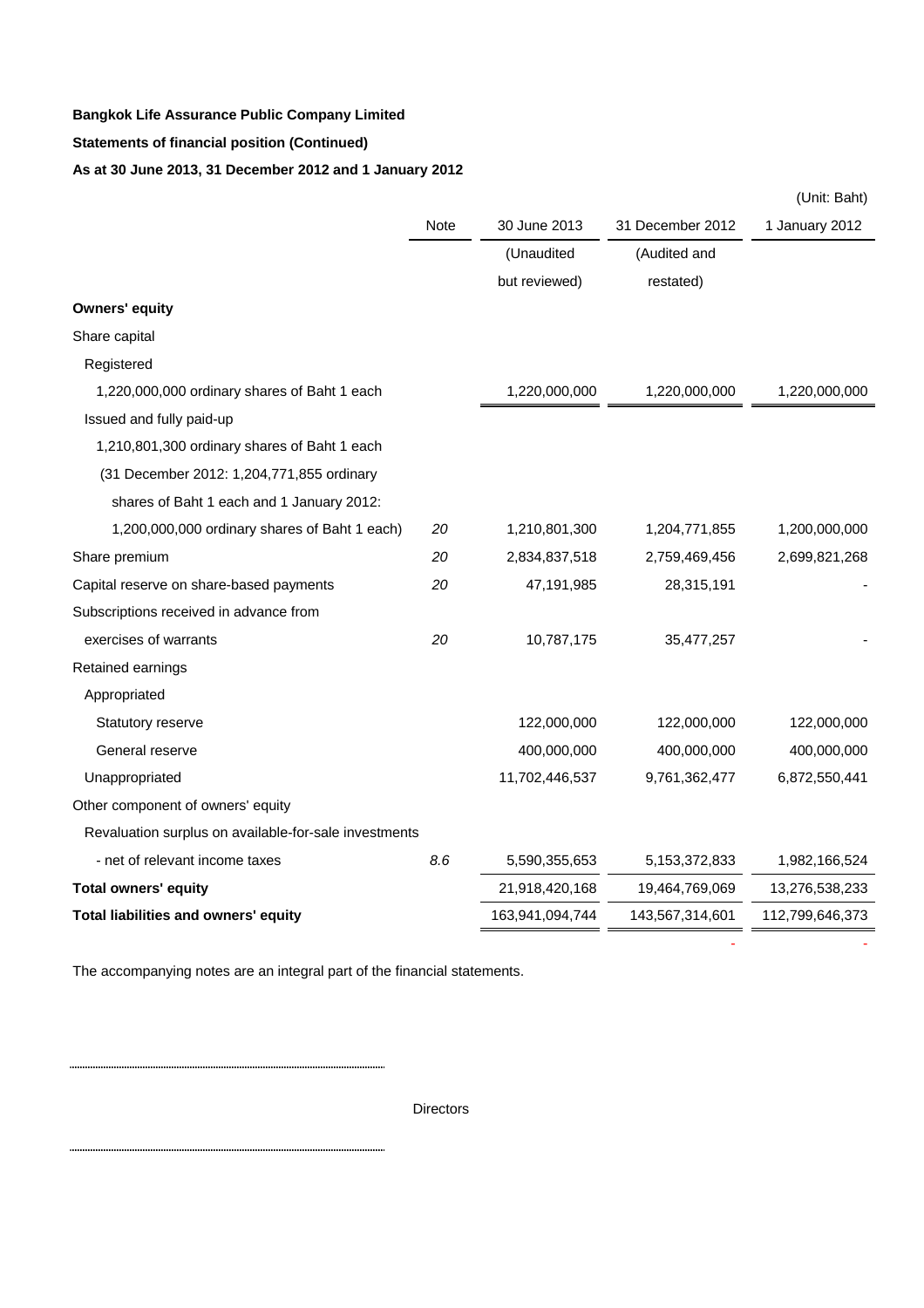**Bangkok Life Assurance Public Company Limited**

**Statements of financial position (Continued)**

**As at 30 June 2013, 31 December 2012 and 1 January 2012**

(Unit: Baht)

| | Note | 30 June 2013 | 31 December 2012 | 1 January 2012 |
|---|---|---|---|---|
| | | (Unaudited but reviewed) | (Audited and restated) | |
| **Owners' equity** | | | | |
| Share capital | | | | |
| Registered | | | | |
| 1,220,000,000 ordinary shares of Baht 1 each | | 1,220,000,000 | 1,220,000,000 | 1,220,000,000 |
| Issued and fully paid-up | | | | |
| 1,210,801,300 ordinary shares of Baht 1 each | | | | |
| (31 December 2012: 1,204,771,855 ordinary | | | | |
| shares of Baht 1 each and 1 January 2012: | | | | |
| 1,200,000,000 ordinary shares of Baht 1 each) | *20* | 1,210,801,300 | 1,204,771,855 | 1,200,000,000 |
| Share premium | *20* | 2,834,837,518 | 2,759,469,456 | 2,699,821,268 |
| Capital reserve on share-based payments | *20* | 47,191,985 | 28,315,191 | - |
| Subscriptions received in advance from | | | | |
| exercises of warrants | *20* | 10,787,175 | 35,477,257 | - |
| Retained earnings | | | | |
| Appropriated | | | | |
| Statutory reserve | | 122,000,000 | 122,000,000 | 122,000,000 |
| General reserve | | 400,000,000 | 400,000,000 | 400,000,000 |
| Unappropriated | | 11,702,446,537 | 9,761,362,477 | 6,872,550,441 |
| Other component of owners' equity | | | | |
| Revaluation surplus on available-for-sale investments | | | | |
| - net of relevant income taxes | *8.6* | 5,590,355,653 | 5,153,372,833 | 1,982,166,524 |
| **Total owners' equity** | | 21,918,420,168 | 19,464,769,069 | 13,276,538,233 |
| **Total liabilities and owners' equity** | | 163,941,094,744 | 143,567,314,601 | 112,799,646,373 |
| | | | - | - |

The accompanying notes are an integral part of the financial statements.

........................................................................

Directors

........................................................................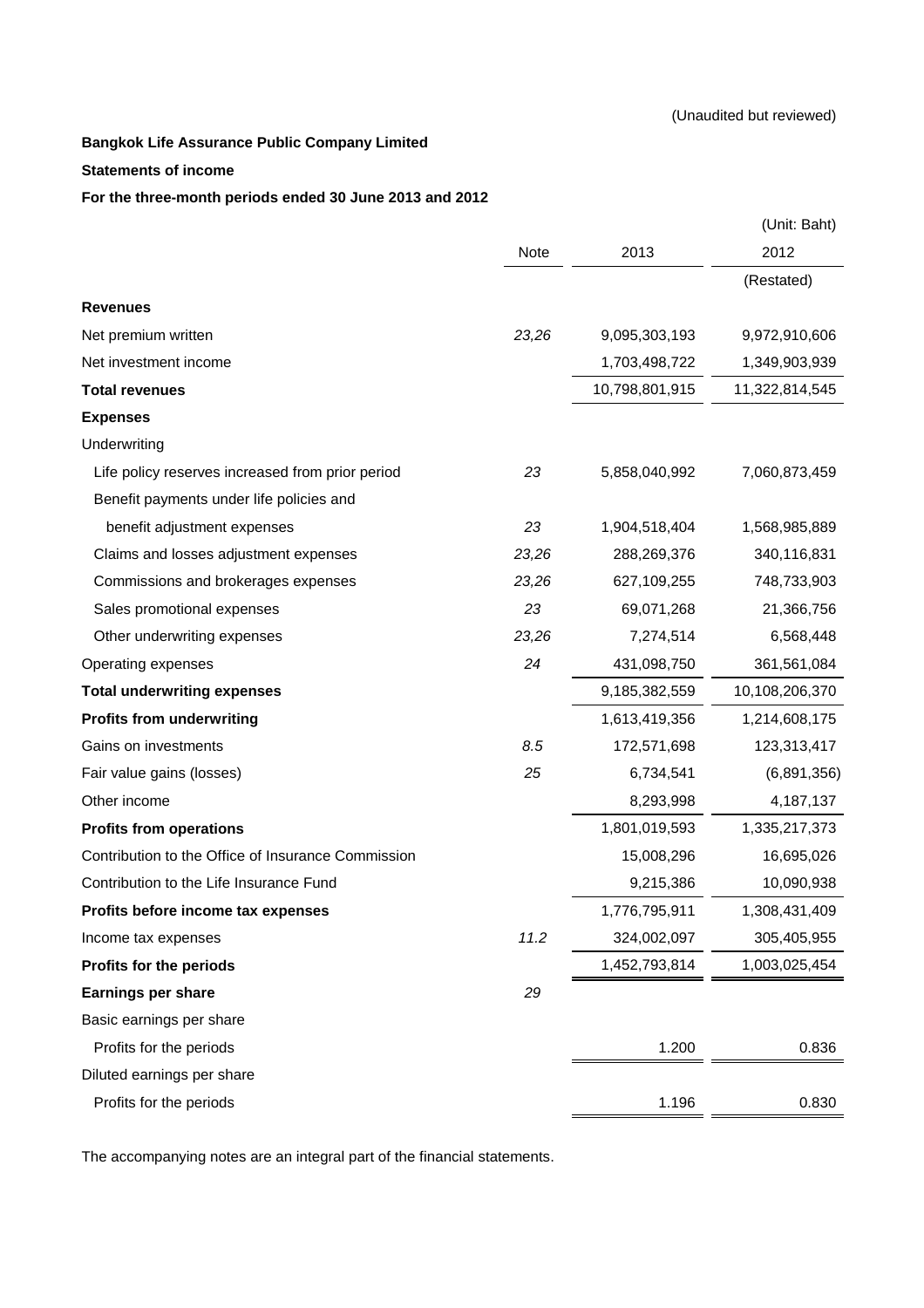(Unaudited but reviewed)

**Bangkok Life Assurance Public Company Limited**

**Statements of income**

**For the three-month periods ended 30 June 2013 and 2012**

(Unit: Baht)

| | Note | 2013 | 2012 |
|---|---|---|---|
| | | | (Restated) |
| **Revenues** | | | |
| Net premium written | *23,26* | 9,095,303,193 | 9,972,910,606 |
| Net investment income | | 1,703,498,722 | 1,349,903,939 |
| **Total revenues** | | 10,798,801,915 | 11,322,814,545 |
| **Expenses** | | | |
| Underwriting | | | |
| Life policy reserves increased from prior period | *23* | 5,858,040,992 | 7,060,873,459 |
| Benefit payments under life policies and benefit adjustment expenses | *23* | 1,904,518,404 | 1,568,985,889 |
| Claims and losses adjustment expenses | *23,26* | 288,269,376 | 340,116,831 |
| Commissions and brokerages expenses | *23,26* | 627,109,255 | 748,733,903 |
| Sales promotional expenses | *23* | 69,071,268 | 21,366,756 |
| Other underwriting expenses | *23,26* | 7,274,514 | 6,568,448 |
| Operating expenses | *24* | 431,098,750 | 361,561,084 |
| **Total underwriting expenses** | | 9,185,382,559 | 10,108,206,370 |
| **Profits from underwriting** | | 1,613,419,356 | 1,214,608,175 |
| Gains on investments | *8.5* | 172,571,698 | 123,313,417 |
| Fair value gains (losses) | *25* | 6,734,541 | (6,891,356) |
| Other income | | 8,293,998 | 4,187,137 |
| **Profits from operations** | | 1,801,019,593 | 1,335,217,373 |
| Contribution to the Office of Insurance Commission | | 15,008,296 | 16,695,026 |
| Contribution to the Life Insurance Fund | | 9,215,386 | 10,090,938 |
| **Profits before income tax expenses** | | 1,776,795,911 | 1,308,431,409 |
| Income tax expenses | *11.2* | 324,002,097 | 305,405,955 |
| **Profits for the periods** | | 1,452,793,814 | 1,003,025,454 |
| **Earnings per share** | *29* | | |
| Basic earnings per share | | | |
| Profits for the periods | | 1.200 | 0.836 |
| Diluted earnings per share | | | |
| Profits for the periods | | 1.196 | 0.830 |

The accompanying notes are an integral part of the financial statements.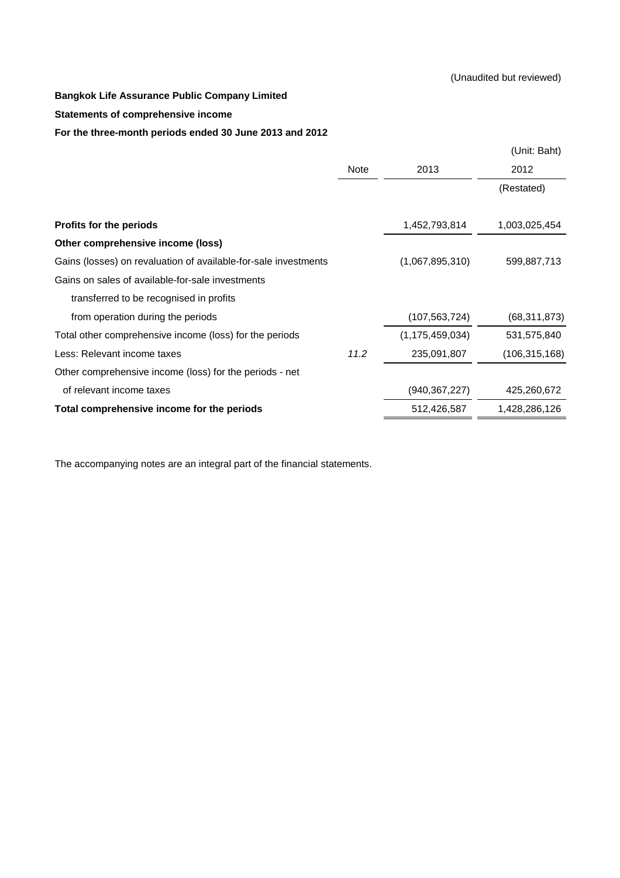(Unaudited but reviewed)

**Bangkok Life Assurance Public Company Limited**

**Statements of comprehensive income**

**For the three-month periods ended 30 June 2013 and 2012**

(Unit: Baht)

| | Note | 2013 | 2012 |
|---|---|---|---|
| | | | (Restated) |
| **Profits for the periods** | | 1,452,793,814 | 1,003,025,454 |
| **Other comprehensive income (loss)** | | | |
| Gains (losses) on revaluation of available-for-sale investments | | (1,067,895,310) | 599,887,713 |
| Gains on sales of available-for-sale investments transferred to be recognised in profits from operation during the periods | | (107,563,724) | (68,311,873) |
| Total other comprehensive income (loss) for the periods | | (1,175,459,034) | 531,575,840 |
| Less: Relevant income taxes | *11.2* | 235,091,807 | (106,315,168) |
| Other comprehensive income (loss) for the periods - net of relevant income taxes | | (940,367,227) | 425,260,672 |
| **Total comprehensive income for the periods** | | 512,426,587 | 1,428,286,126 |

The accompanying notes are an integral part of the financial statements.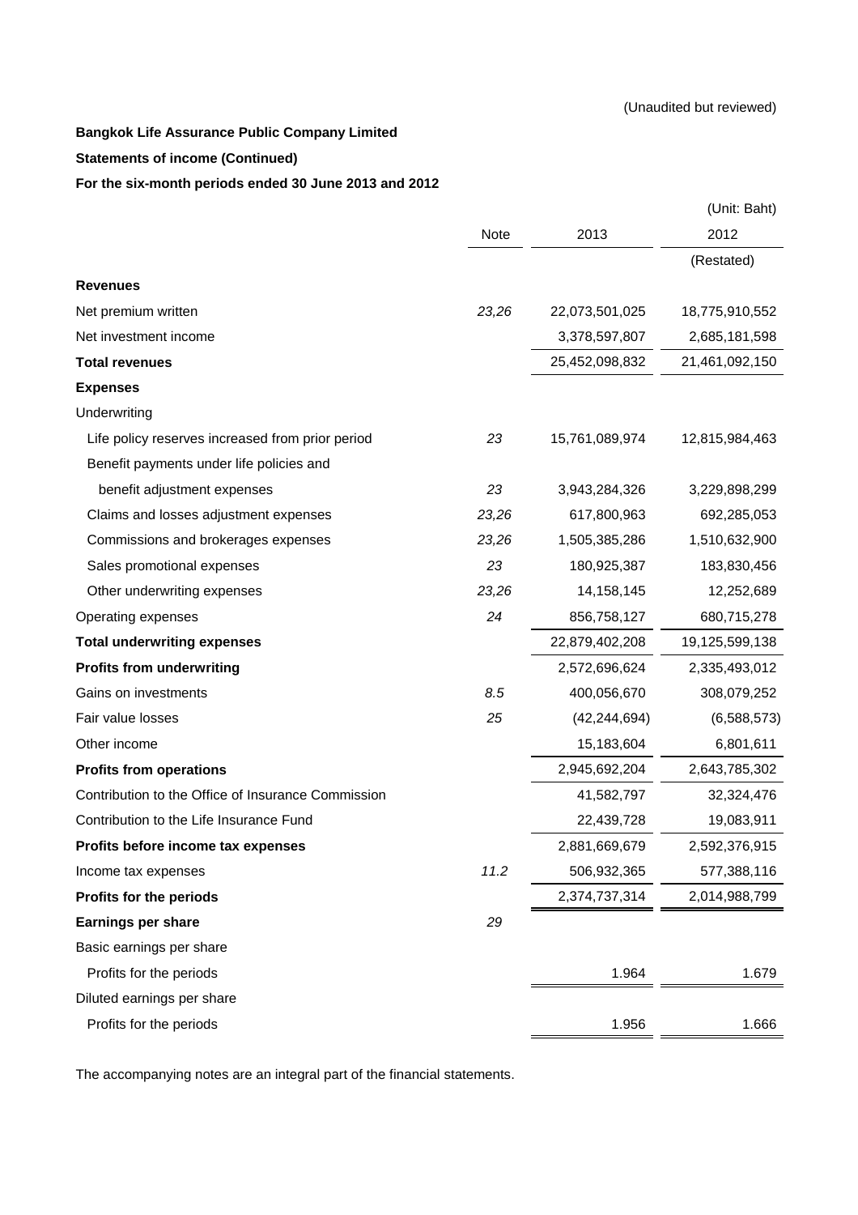(Unaudited but reviewed)

**Bangkok Life Assurance Public Company Limited**

**Statements of income (Continued)**

**For the six-month periods ended 30 June 2013 and 2012**

(Unit: Baht)

| | Note | 2013 | 2012 |
|---|---|---|---|
| | | | (Restated) |
| **Revenues** | | | |
| Net premium written | *23,26* | 22,073,501,025 | 18,775,910,552 |
| Net investment income | | 3,378,597,807 | 2,685,181,598 |
| **Total revenues** | | 25,452,098,832 | 21,461,092,150 |
| **Expenses** | | | |
| Underwriting | | | |
| Life policy reserves increased from prior period | *23* | 15,761,089,974 | 12,815,984,463 |
| Benefit payments under life policies and benefit adjustment expenses | *23* | 3,943,284,326 | 3,229,898,299 |
| Claims and losses adjustment expenses | *23,26* | 617,800,963 | 692,285,053 |
| Commissions and brokerages expenses | *23,26* | 1,505,385,286 | 1,510,632,900 |
| Sales promotional expenses | *23* | 180,925,387 | 183,830,456 |
| Other underwriting expenses | *23,26* | 14,158,145 | 12,252,689 |
| Operating expenses | *24* | 856,758,127 | 680,715,278 |
| **Total underwriting expenses** | | 22,879,402,208 | 19,125,599,138 |
| **Profits from underwriting** | | 2,572,696,624 | 2,335,493,012 |
| Gains on investments | *8.5* | 400,056,670 | 308,079,252 |
| Fair value losses | *25* | (42,244,694) | (6,588,573) |
| Other income | | 15,183,604 | 6,801,611 |
| **Profits from operations** | | 2,945,692,204 | 2,643,785,302 |
| Contribution to the Office of Insurance Commission | | 41,582,797 | 32,324,476 |
| Contribution to the Life Insurance Fund | | 22,439,728 | 19,083,911 |
| **Profits before income tax expenses** | | 2,881,669,679 | 2,592,376,915 |
| Income tax expenses | *11.2* | 506,932,365 | 577,388,116 |
| **Profits for the periods** | | 2,374,737,314 | 2,014,988,799 |
| **Earnings per share** | *29* | | |
| Basic earnings per share | | | |
| Profits for the periods | | 1.964 | 1.679 |
| Diluted earnings per share | | | |
| Profits for the periods | | 1.956 | 1.666 |

The accompanying notes are an integral part of the financial statements.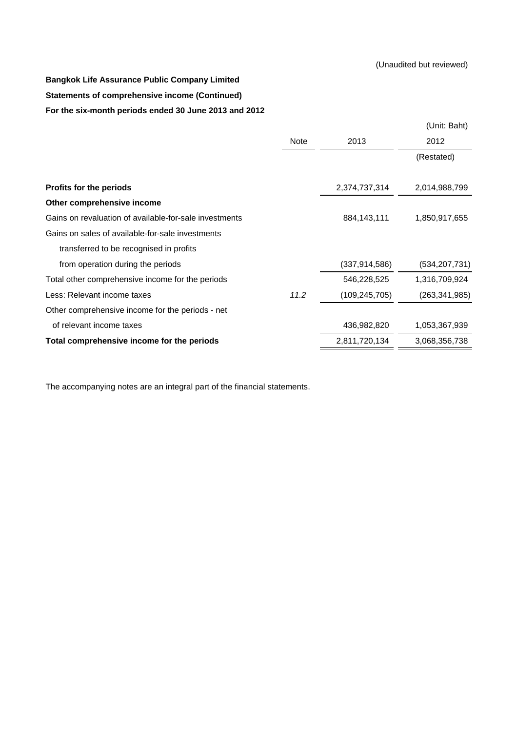(Unaudited but reviewed)

**Bangkok Life Assurance Public Company Limited**

**Statements of comprehensive income (Continued)**

**For the six-month periods ended 30 June 2013 and 2012**

(Unit: Baht)

| | Note | 2013 | 2012 |
|---|---|---|---|
| | | | (Restated) |
| **Profits for the periods** | | 2,374,737,314 | 2,014,988,799 |
| **Other comprehensive income** | | | |
| Gains on revaluation of available-for-sale investments | | 884,143,111 | 1,850,917,655 |
| Gains on sales of available-for-sale investments transferred to be recognised in profits from operation during the periods | | (337,914,586) | (534,207,731) |
| Total other comprehensive income for the periods | | 546,228,525 | 1,316,709,924 |
| Less: Relevant income taxes | *11.2* | (109,245,705) | (263,341,985) |
| Other comprehensive income for the periods - net of relevant income taxes | | 436,982,820 | 1,053,367,939 |
| **Total comprehensive income for the periods** | | 2,811,720,134 | 3,068,356,738 |

The accompanying notes are an integral part of the financial statements.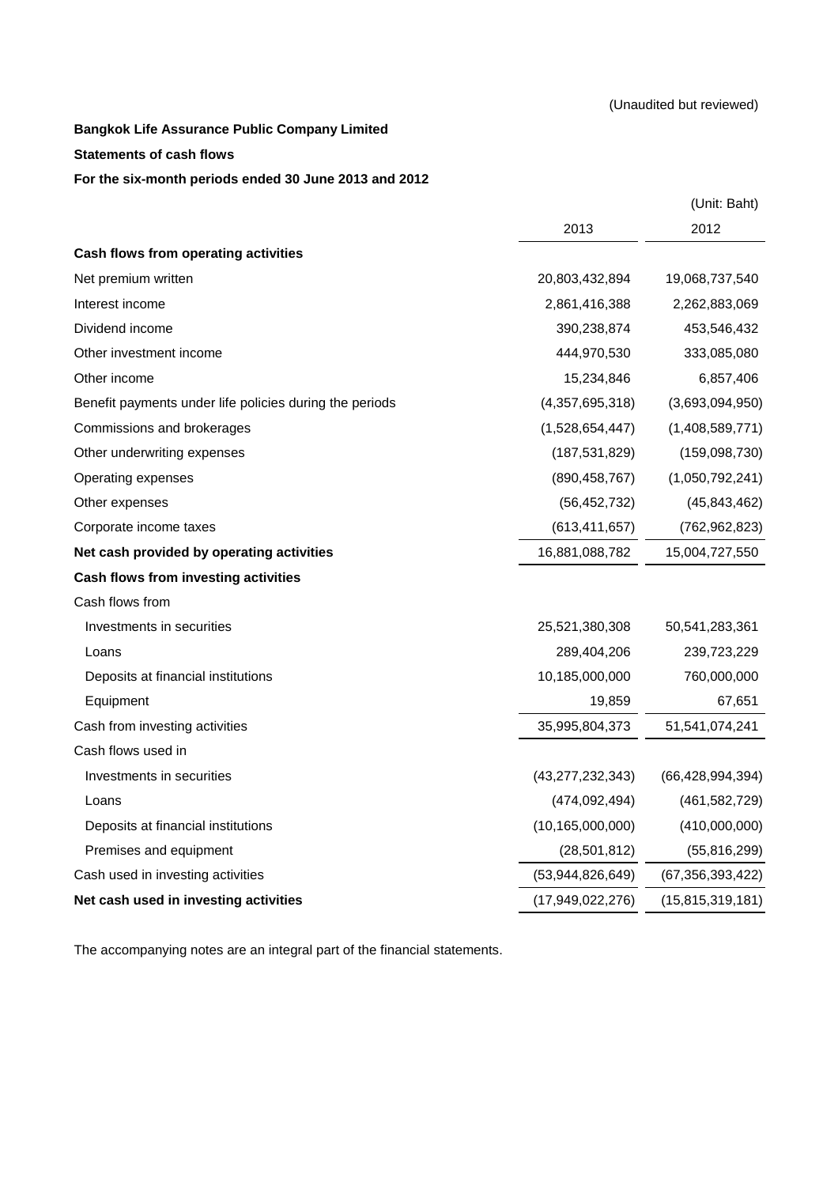(Unaudited but reviewed)

**Bangkok Life Assurance Public Company Limited**

**Statements of cash flows**

**For the six-month periods ended 30 June 2013 and 2012**

(Unit: Baht)

| | 2013 | 2012 |
|---|---|---|
| **Cash flows from operating activities** | | |
| Net premium written | 20,803,432,894 | 19,068,737,540 |
| Interest income | 2,861,416,388 | 2,262,883,069 |
| Dividend income | 390,238,874 | 453,546,432 |
| Other investment income | 444,970,530 | 333,085,080 |
| Other income | 15,234,846 | 6,857,406 |
| Benefit payments under life policies during the periods | (4,357,695,318) | (3,693,094,950) |
| Commissions and brokerages | (1,528,654,447) | (1,408,589,771) |
| Other underwriting expenses | (187,531,829) | (159,098,730) |
| Operating expenses | (890,458,767) | (1,050,792,241) |
| Other expenses | (56,452,732) | (45,843,462) |
| Corporate income taxes | (613,411,657) | (762,962,823) |
| **Net cash provided by operating activities** | 16,881,088,782 | 15,004,727,550 |
| **Cash flows from investing activities** | | |
| Cash flows from | | |
| Investments in securities | 25,521,380,308 | 50,541,283,361 |
| Loans | 289,404,206 | 239,723,229 |
| Deposits at financial institutions | 10,185,000,000 | 760,000,000 |
| Equipment | 19,859 | 67,651 |
| Cash from investing activities | 35,995,804,373 | 51,541,074,241 |
| Cash flows used in | | |
| Investments in securities | (43,277,232,343) | (66,428,994,394) |
| Loans | (474,092,494) | (461,582,729) |
| Deposits at financial institutions | (10,165,000,000) | (410,000,000) |
| Premises and equipment | (28,501,812) | (55,816,299) |
| Cash used in investing activities | (53,944,826,649) | (67,356,393,422) |
| **Net cash used in investing activities** | (17,949,022,276) | (15,815,319,181) |

The accompanying notes are an integral part of the financial statements.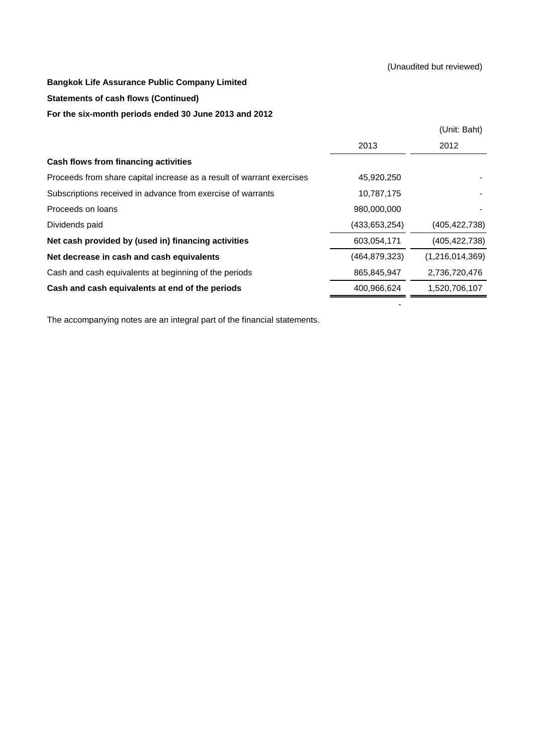(Unaudited but reviewed)

**Bangkok Life Assurance Public Company Limited**

**Statements of cash flows (Continued)**

**For the six-month periods ended 30 June 2013 and 2012**

(Unit: Baht)

| | 2013 | 2012 |
|---|---|---|
| **Cash flows from financing activities** | | |
| Proceeds from share capital increase as a result of warrant exercises | 45,920,250 | - |
| Subscriptions received in advance from exercise of warrants | 10,787,175 | - |
| Proceeds on loans | 980,000,000 | - |
| Dividends paid | (433,653,254) | (405,422,738) |
| **Net cash provided by (used in) financing activities** | 603,054,171 | (405,422,738) |
| **Net decrease in cash and cash equivalents** | (464,879,323) | (1,216,014,369) |
| Cash and cash equivalents at beginning of the periods | 865,845,947 | 2,736,720,476 |
| **Cash and cash equivalents at end of the periods** | 400,966,624 | 1,520,706,107 |
| | - | |

The accompanying notes are an integral part of the financial statements.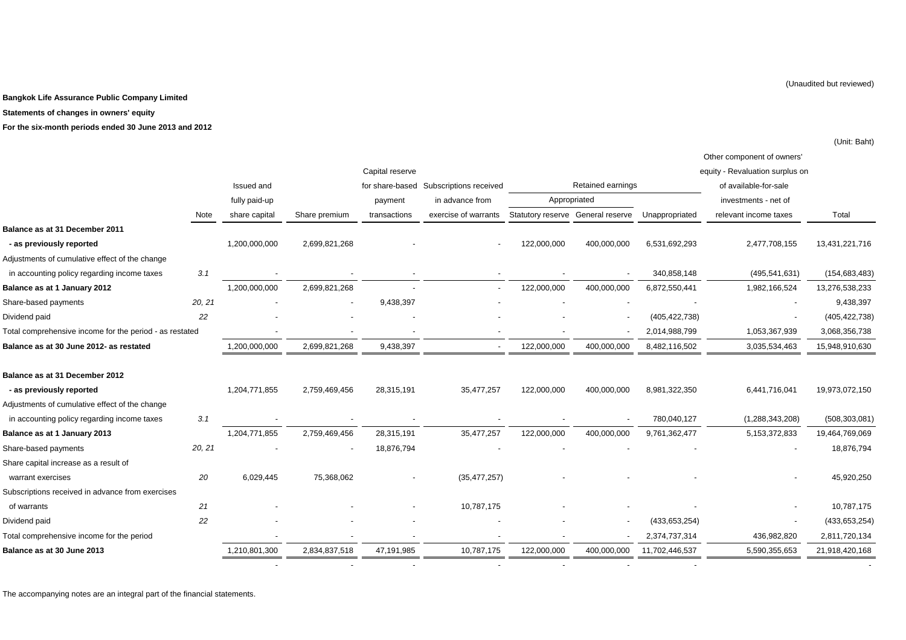(Unaudited but reviewed)

**Bangkok Life Assurance Public Company Limited**

**Statements of changes in owners' equity**

**For the six-month periods ended 30 June 2013 and 2012**

(Unit: Baht)

| | Note | Issued and fully paid-up share capital | Share premium | Capital reserve for share-based payment transactions | Subscriptions received in advance from exercise of warrants | Retained earnings - Appropriated - Statutory reserve | Retained earnings - Appropriated - General reserve | Retained earnings - Unappropriated | Other component of owners' equity - Revaluation surplus on of available-for-sale investments - net of relevant income taxes | Total |
|---|---|---|---|---|---|---|---|---|---|---|
| **Balance as at 31 December 2011** | | | | | | | | | | |
| **- as previously reported** | | 1,200,000,000 | 2,699,821,268 | - | - | 122,000,000 | 400,000,000 | 6,531,692,293 | 2,477,708,155 | 13,431,221,716 |
| Adjustments of cumulative effect of the change | | | | | | | | | | |
| in accounting policy regarding income taxes | 3.1 | - | - | - | - | - | - | 340,858,148 | (495,541,631) | (154,683,483) |
| **Balance as at 1 January 2012** | | 1,200,000,000 | 2,699,821,268 | - | - | 122,000,000 | 400,000,000 | 6,872,550,441 | 1,982,166,524 | 13,276,538,233 |
| Share-based payments | 20, 21 | - | - | 9,438,397 | - | - | - | - | - | 9,438,397 |
| Dividend paid | 22 | - | - | - | - | - | - | (405,422,738) | - | (405,422,738) |
| Total comprehensive income for the period - as restated | | - | - | - | - | - | - | 2,014,988,799 | 1,053,367,939 | 3,068,356,738 |
| **Balance as at 30 June 2012- as restated** | | 1,200,000,000 | 2,699,821,268 | 9,438,397 | - | 122,000,000 | 400,000,000 | 8,482,116,502 | 3,035,534,463 | 15,948,910,630 |
| | | | | | | | | | | |
| **Balance as at 31 December 2012** | | | | | | | | | | |
| **- as previously reported** | | 1,204,771,855 | 2,759,469,456 | 28,315,191 | 35,477,257 | 122,000,000 | 400,000,000 | 8,981,322,350 | 6,441,716,041 | 19,973,072,150 |
| Adjustments of cumulative effect of the change | | | | | | | | | | |
| in accounting policy regarding income taxes | 3.1 | - | - | - | - | - | - | 780,040,127 | (1,288,343,208) | (508,303,081) |
| **Balance as at 1 January 2013** | | 1,204,771,855 | 2,759,469,456 | 28,315,191 | 35,477,257 | 122,000,000 | 400,000,000 | 9,761,362,477 | 5,153,372,833 | 19,464,769,069 |
| Share-based payments | 20, 21 | - | - | 18,876,794 | - | - | - | - | - | 18,876,794 |
| Share capital increase as a result of | | | | | | | | | | |
| warrant exercises | 20 | 6,029,445 | 75,368,062 | - | (35,477,257) | - | - | - | - | 45,920,250 |
| Subscriptions received in advance from exercises | | | | | | | | | | |
| of warrants | 21 | - | - | - | 10,787,175 | - | - | - | - | 10,787,175 |
| Dividend paid | 22 | - | - | - | - | - | - | (433,653,254) | - | (433,653,254) |
| Total comprehensive income for the period | | - | - | - | - | - | - | 2,374,737,314 | 436,982,820 | 2,811,720,134 |
| **Balance as at 30 June 2013** | | 1,210,801,300 | 2,834,837,518 | 47,191,985 | 10,787,175 | 122,000,000 | 400,000,000 | 11,702,446,537 | 5,590,355,653 | 21,918,420,168 |
| | | - | - | - | - | - | - | - | | - |

The accompanying notes are an integral part of the financial statements.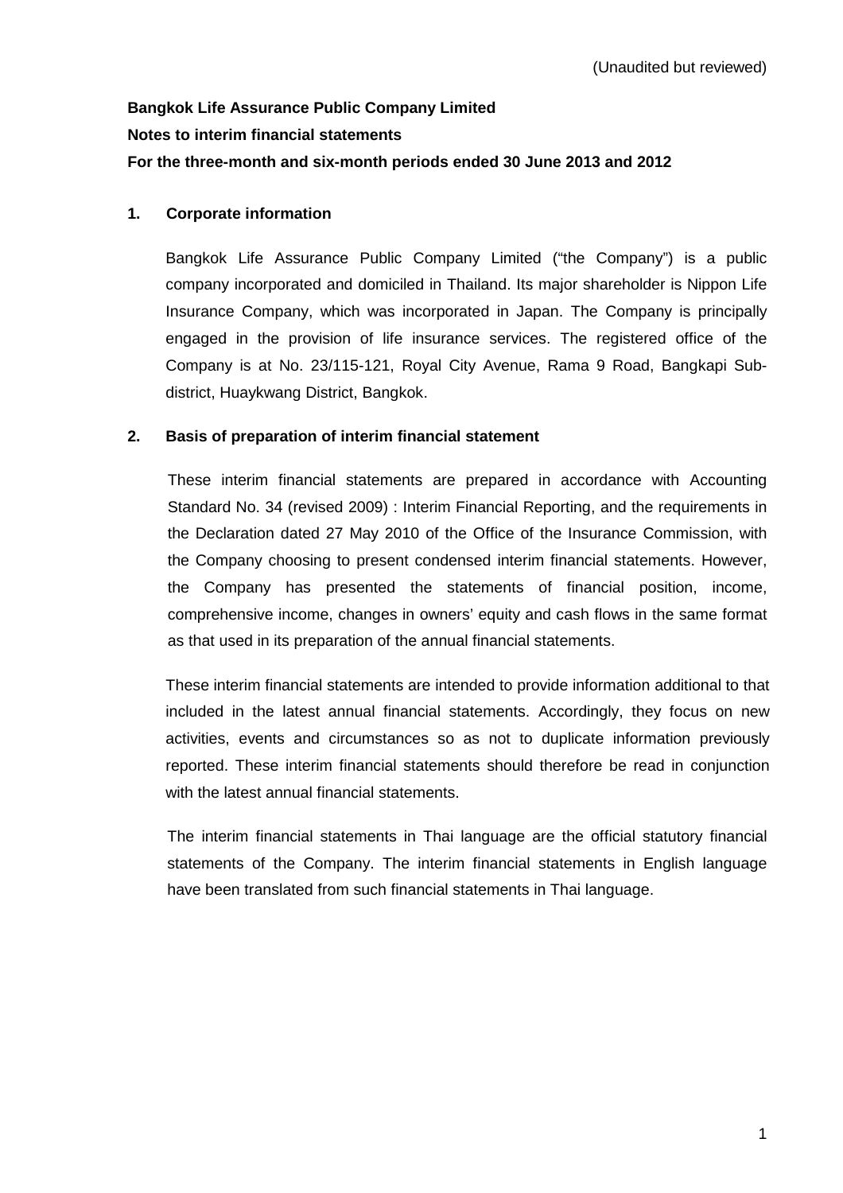(Unaudited but reviewed)

**Bangkok Life Assurance Public Company Limited**

**Notes to interim financial statements**

**For the three-month and six-month periods ended 30 June 2013 and 2012**

## 1. Corporate information

Bangkok Life Assurance Public Company Limited ("the Company") is a public company incorporated and domiciled in Thailand. Its major shareholder is Nippon Life Insurance Company, which was incorporated in Japan. The Company is principally engaged in the provision of life insurance services. The registered office of the Company is at No. 23/115-121, Royal City Avenue, Rama 9 Road, Bangkapi Sub-district, Huaykwang District, Bangkok.

## 2. Basis of preparation of interim financial statement

These interim financial statements are prepared in accordance with Accounting Standard No. 34 (revised 2009) : Interim Financial Reporting, and the requirements in the Declaration dated 27 May 2010 of the Office of the Insurance Commission, with the Company choosing to present condensed interim financial statements. However, the Company has presented the statements of financial position, income, comprehensive income, changes in owners' equity and cash flows in the same format as that used in its preparation of the annual financial statements.

These interim financial statements are intended to provide information additional to that included in the latest annual financial statements. Accordingly, they focus on new activities, events and circumstances so as not to duplicate information previously reported. These interim financial statements should therefore be read in conjunction with the latest annual financial statements.

The interim financial statements in Thai language are the official statutory financial statements of the Company. The interim financial statements in English language have been translated from such financial statements in Thai language.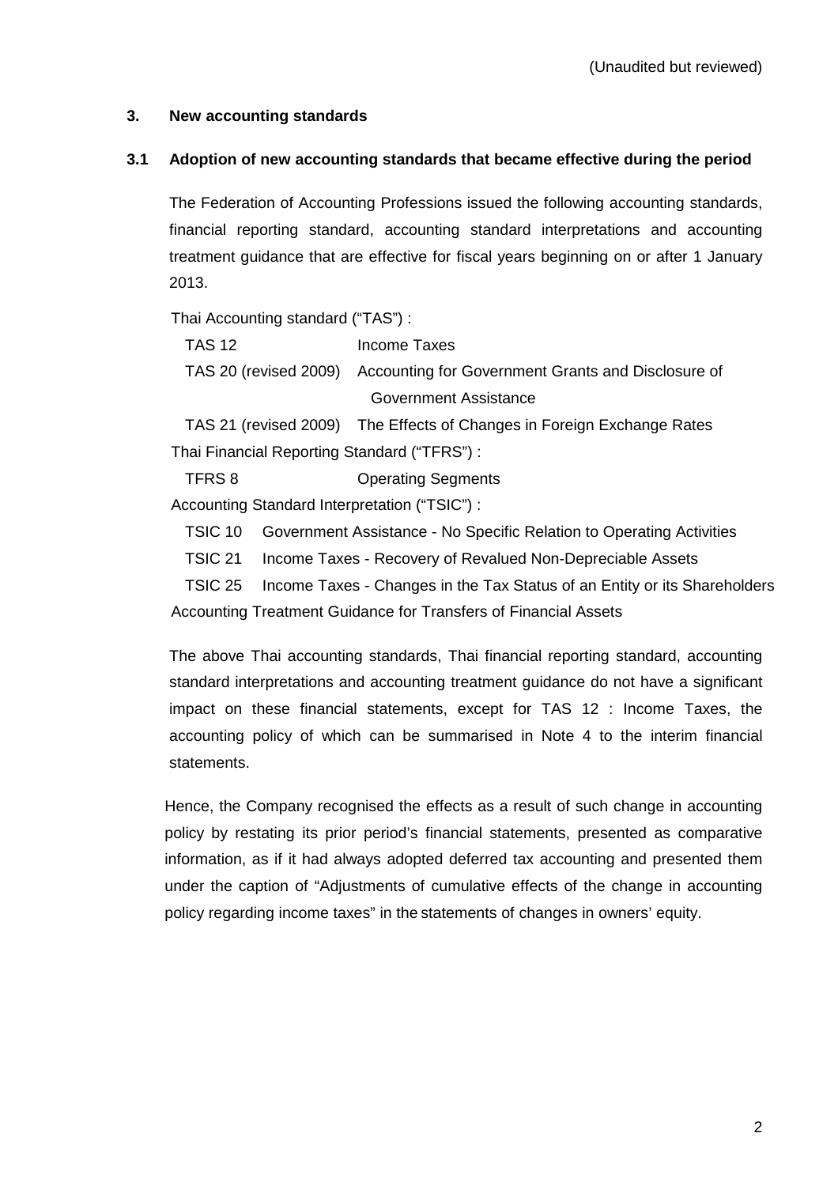(Unaudited but reviewed)

## 3. New accounting standards

### 3.1 Adoption of new accounting standards that became effective during the period

The Federation of Accounting Professions issued the following accounting standards, financial reporting standard, accounting standard interpretations and accounting treatment guidance that are effective for fiscal years beginning on or after 1 January 2013.

Thai Accounting standard ("TAS") :

| | |
|---|---|
| TAS 12 | Income Taxes |
| TAS 20 (revised 2009) | Accounting for Government Grants and Disclosure of Government Assistance |
| TAS 21 (revised 2009) | The Effects of Changes in Foreign Exchange Rates |

Thai Financial Reporting Standard ("TFRS") :

| | |
|---|---|
| TFRS 8 | Operating Segments |

Accounting Standard Interpretation ("TSIC") :

| | |
|---|---|
| TSIC 10 | Government Assistance - No Specific Relation to Operating Activities |
| TSIC 21 | Income Taxes - Recovery of Revalued Non-Depreciable Assets |
| TSIC 25 | Income Taxes - Changes in the Tax Status of an Entity or its Shareholders |

Accounting Treatment Guidance for Transfers of Financial Assets

The above Thai accounting standards, Thai financial reporting standard, accounting standard interpretations and accounting treatment guidance do not have a significant impact on these financial statements, except for TAS 12 : Income Taxes, the accounting policy of which can be summarised in Note 4 to the interim financial statements.

Hence, the Company recognised the effects as a result of such change in accounting policy by restating its prior period's financial statements, presented as comparative information, as if it had always adopted deferred tax accounting and presented them under the caption of "Adjustments of cumulative effects of the change in accounting policy regarding income taxes" in the statements of changes in owners' equity.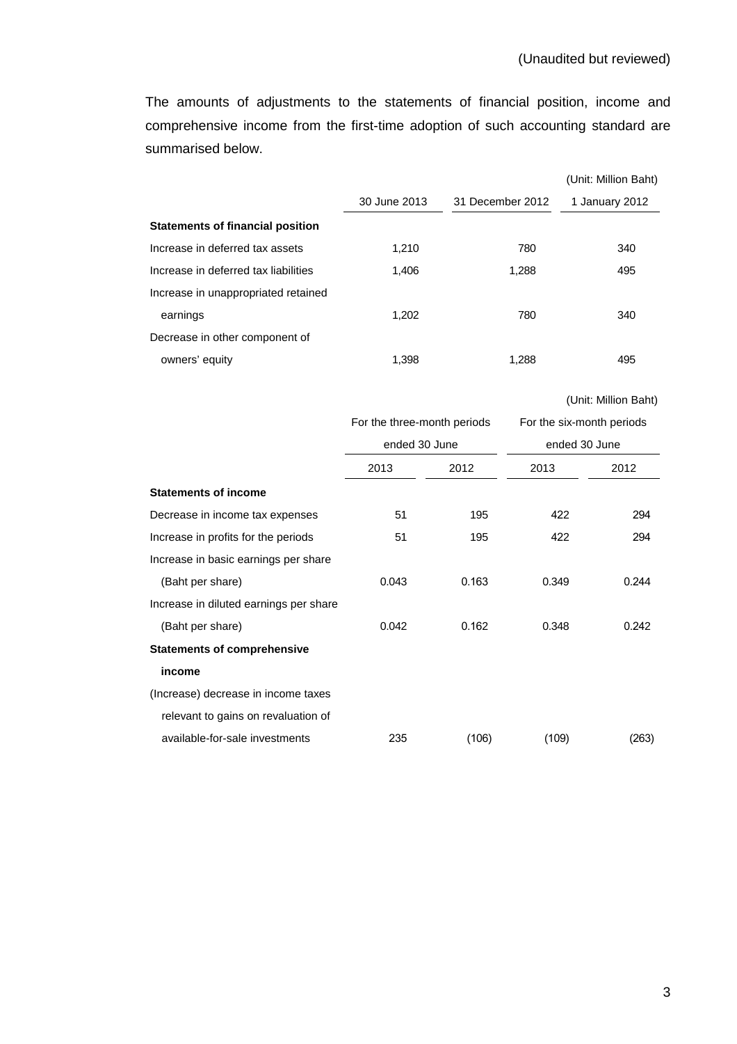(Unaudited but reviewed)

The amounts of adjustments to the statements of financial position, income and comprehensive income from the first-time adoption of such accounting standard are summarised below.

(Unit: Million Baht)

| | 30 June 2013 | 31 December 2012 | 1 January 2012 |
|---|---|---|---|
| **Statements of financial position** | | | |
| Increase in deferred tax assets | 1,210 | 780 | 340 |
| Increase in deferred tax liabilities | 1,406 | 1,288 | 495 |
| Increase in unappropriated retained earnings | 1,202 | 780 | 340 |
| Decrease in other component of owners' equity | 1,398 | 1,288 | 495 |

(Unit: Million Baht)

| | For the three-month periods ended 30 June | | For the six-month periods ended 30 June | |
|---|---|---|---|---|
| | 2013 | 2012 | 2013 | 2012 |
| **Statements of income** | | | | |
| Decrease in income tax expenses | 51 | 195 | 422 | 294 |
| Increase in profits for the periods | 51 | 195 | 422 | 294 |
| Increase in basic earnings per share (Baht per share) | 0.043 | 0.163 | 0.349 | 0.244 |
| Increase in diluted earnings per share (Baht per share) | 0.042 | 0.162 | 0.348 | 0.242 |
| **Statements of comprehensive income** | | | | |
| (Increase) decrease in income taxes relevant to gains on revaluation of available-for-sale investments | 235 | (106) | (109) | (263) |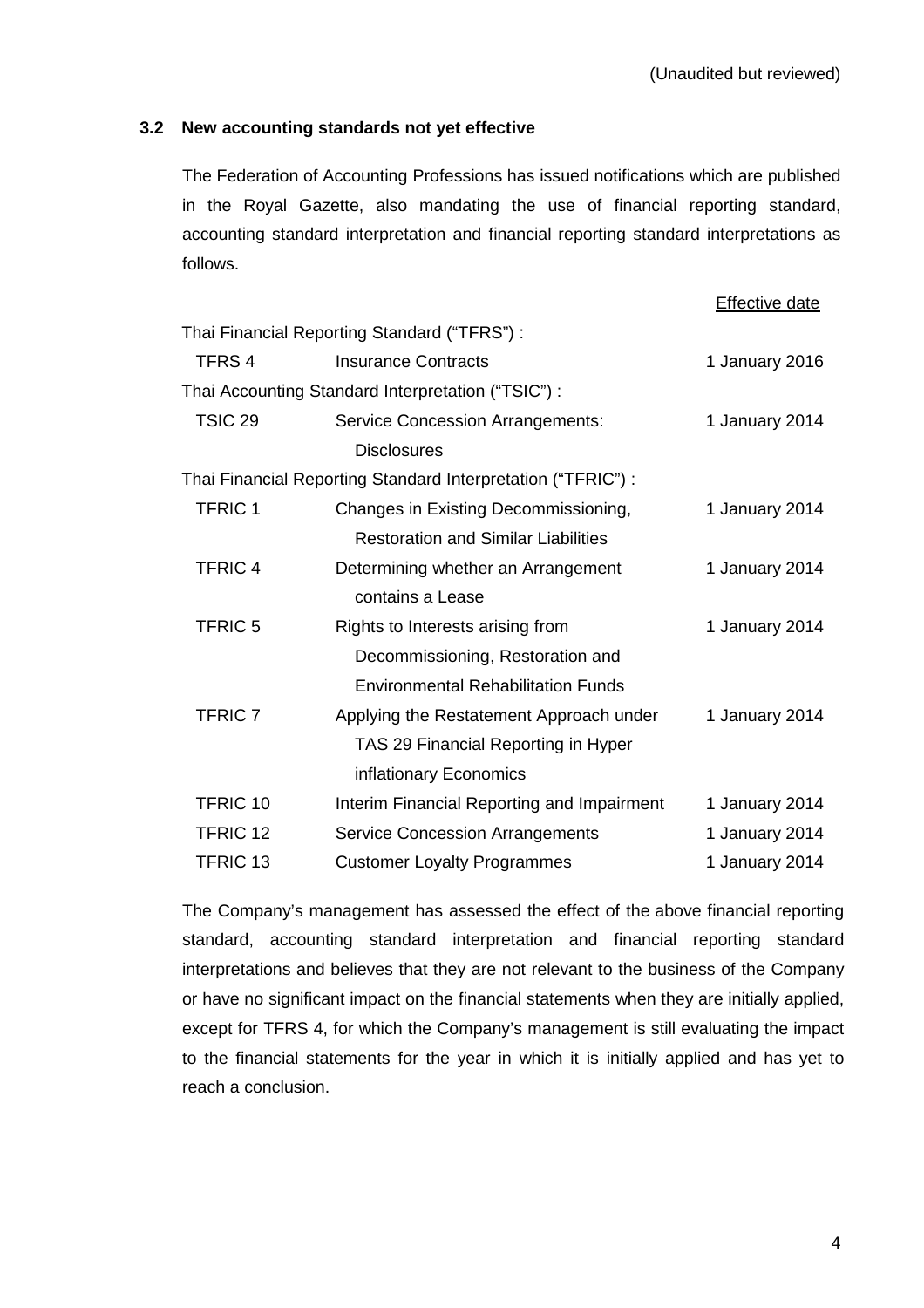(Unaudited but reviewed)

### 3.2 New accounting standards not yet effective

The Federation of Accounting Professions has issued notifications which are published in the Royal Gazette, also mandating the use of financial reporting standard, accounting standard interpretation and financial reporting standard interpretations as follows.

| | | Effective date |
|---|---|---|
| Thai Financial Reporting Standard ("TFRS") : | | |
| TFRS 4 | Insurance Contracts | 1 January 2016 |
| Thai Accounting Standard Interpretation ("TSIC") : | | |
| TSIC 29 | Service Concession Arrangements: Disclosures | 1 January 2014 |
| Thai Financial Reporting Standard Interpretation ("TFRIC") : | | |
| TFRIC 1 | Changes in Existing Decommissioning, Restoration and Similar Liabilities | 1 January 2014 |
| TFRIC 4 | Determining whether an Arrangement contains a Lease | 1 January 2014 |
| TFRIC 5 | Rights to Interests arising from Decommissioning, Restoration and Environmental Rehabilitation Funds | 1 January 2014 |
| TFRIC 7 | Applying the Restatement Approach under TAS 29 Financial Reporting in Hyper inflationary Economics | 1 January 2014 |
| TFRIC 10 | Interim Financial Reporting and Impairment | 1 January 2014 |
| TFRIC 12 | Service Concession Arrangements | 1 January 2014 |
| TFRIC 13 | Customer Loyalty Programmes | 1 January 2014 |

The Company's management has assessed the effect of the above financial reporting standard, accounting standard interpretation and financial reporting standard interpretations and believes that they are not relevant to the business of the Company or have no significant impact on the financial statements when they are initially applied, except for TFRS 4, for which the Company's management is still evaluating the impact to the financial statements for the year in which it is initially applied and has yet to reach a conclusion.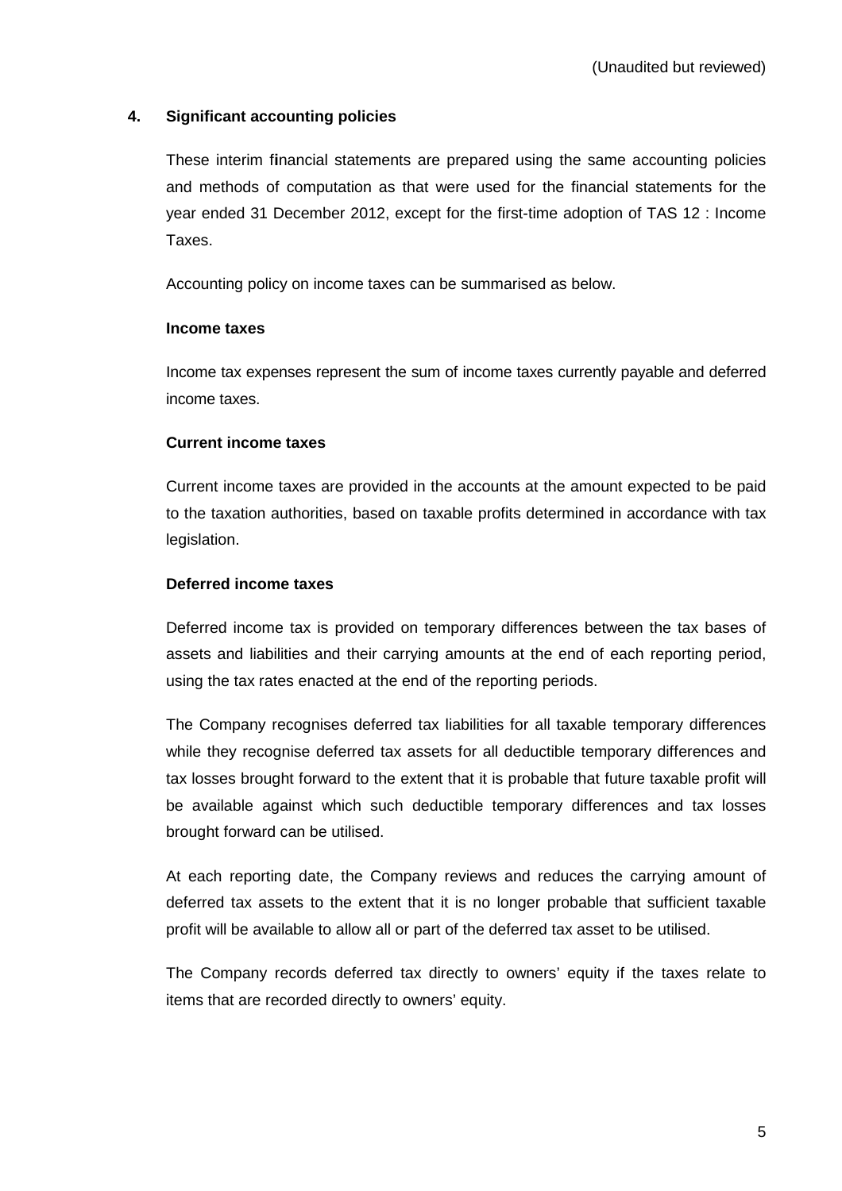(Unaudited but reviewed)

## 4. Significant accounting policies

These interim financial statements are prepared using the same accounting policies and methods of computation as that were used for the financial statements for the year ended 31 December 2012, except for the first-time adoption of TAS 12 : Income Taxes.

Accounting policy on income taxes can be summarised as below.

**Income taxes**

Income tax expenses represent the sum of income taxes currently payable and deferred income taxes.

**Current income taxes**

Current income taxes are provided in the accounts at the amount expected to be paid to the taxation authorities, based on taxable profits determined in accordance with tax legislation.

**Deferred income taxes**

Deferred income tax is provided on temporary differences between the tax bases of assets and liabilities and their carrying amounts at the end of each reporting period, using the tax rates enacted at the end of the reporting periods.

The Company recognises deferred tax liabilities for all taxable temporary differences while they recognise deferred tax assets for all deductible temporary differences and tax losses brought forward to the extent that it is probable that future taxable profit will be available against which such deductible temporary differences and tax losses brought forward can be utilised.

At each reporting date, the Company reviews and reduces the carrying amount of deferred tax assets to the extent that it is no longer probable that sufficient taxable profit will be available to allow all or part of the deferred tax asset to be utilised.

The Company records deferred tax directly to owners' equity if the taxes relate to items that are recorded directly to owners' equity.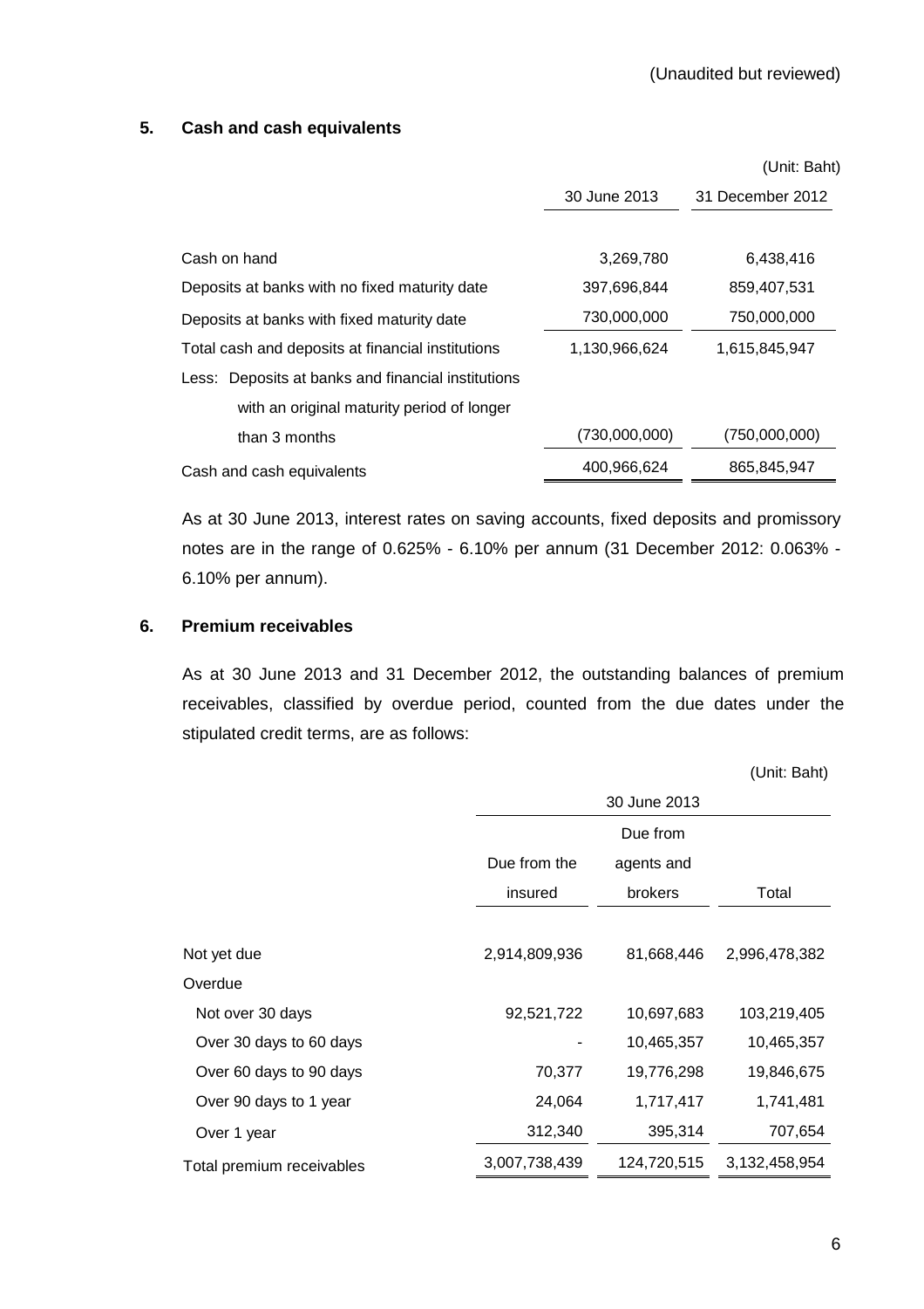(Unaudited but reviewed)

## 5. Cash and cash equivalents

(Unit: Baht)

| | 30 June 2013 | 31 December 2012 |
|---|---|---|
| Cash on hand | 3,269,780 | 6,438,416 |
| Deposits at banks with no fixed maturity date | 397,696,844 | 859,407,531 |
| Deposits at banks with fixed maturity date | 730,000,000 | 750,000,000 |
| Total cash and deposits at financial institutions | 1,130,966,624 | 1,615,845,947 |
| Less: Deposits at banks and financial institutions with an original maturity period of longer than 3 months | (730,000,000) | (750,000,000) |
| Cash and cash equivalents | 400,966,624 | 865,845,947 |

As at 30 June 2013, interest rates on saving accounts, fixed deposits and promissory notes are in the range of 0.625% - 6.10% per annum (31 December 2012: 0.063% - 6.10% per annum).

## 6. Premium receivables

As at 30 June 2013 and 31 December 2012, the outstanding balances of premium receivables, classified by overdue period, counted from the due dates under the stipulated credit terms, are as follows:

(Unit: Baht)

| | 30 June 2013 | | |
|---|---|---|---|
| | Due from the insured | Due from agents and brokers | Total |
| Not yet due | 2,914,809,936 | 81,668,446 | 2,996,478,382 |
| Overdue | | | |
| Not over 30 days | 92,521,722 | 10,697,683 | 103,219,405 |
| Over 30 days to 60 days | - | 10,465,357 | 10,465,357 |
| Over 60 days to 90 days | 70,377 | 19,776,298 | 19,846,675 |
| Over 90 days to 1 year | 24,064 | 1,717,417 | 1,741,481 |
| Over 1 year | 312,340 | 395,314 | 707,654 |
| Total premium receivables | 3,007,738,439 | 124,720,515 | 3,132,458,954 |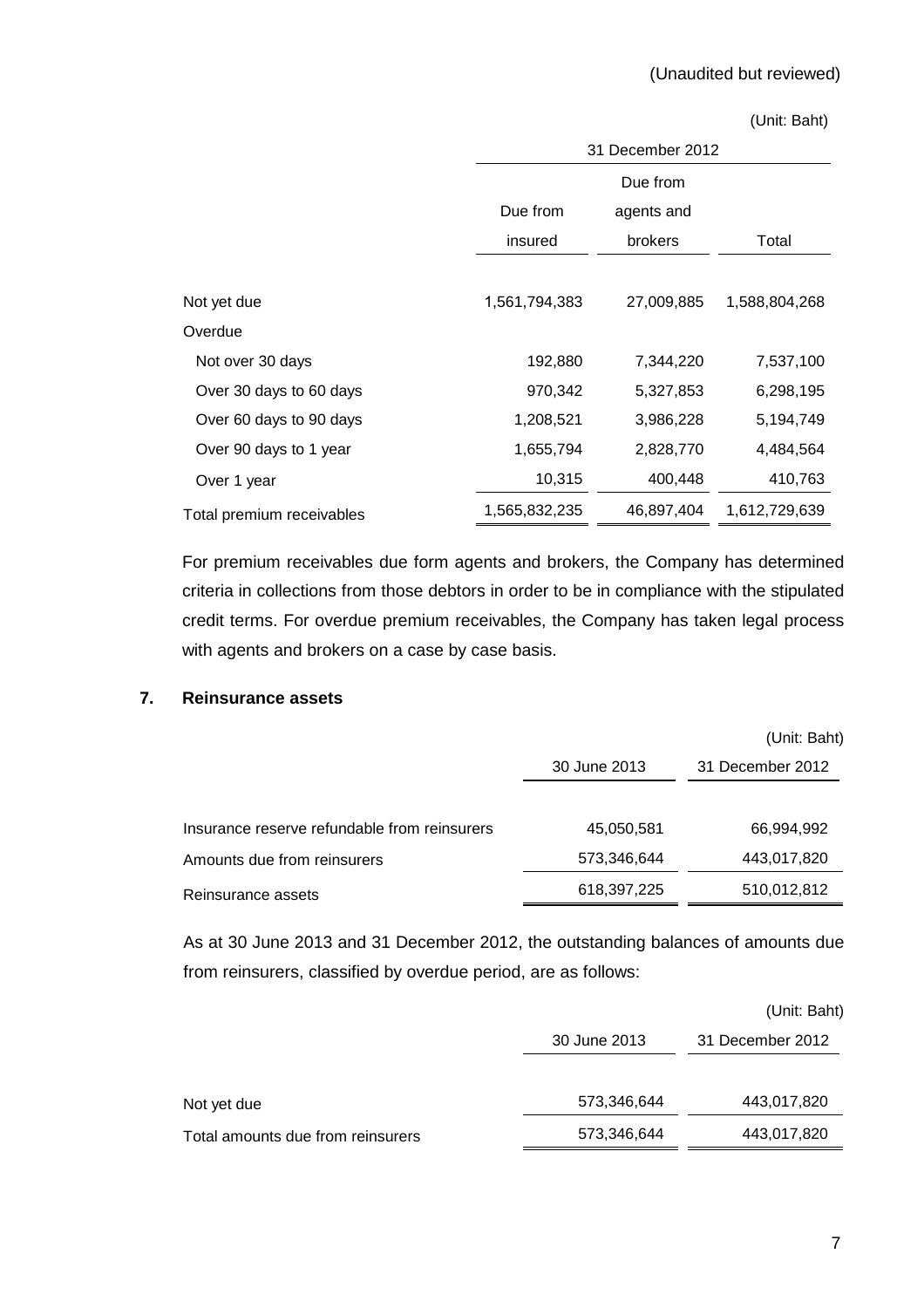(Unaudited but reviewed)

(Unit: Baht)

| | 31 December 2012 | | |
|---|---|---|---|
| | Due from insured | Due from agents and brokers | Total |
| Not yet due | 1,561,794,383 | 27,009,885 | 1,588,804,268 |
| Overdue | | | |
| Not over 30 days | 192,880 | 7,344,220 | 7,537,100 |
| Over 30 days to 60 days | 970,342 | 5,327,853 | 6,298,195 |
| Over 60 days to 90 days | 1,208,521 | 3,986,228 | 5,194,749 |
| Over 90 days to 1 year | 1,655,794 | 2,828,770 | 4,484,564 |
| Over 1 year | 10,315 | 400,448 | 410,763 |
| Total premium receivables | 1,565,832,235 | 46,897,404 | 1,612,729,639 |

For premium receivables due form agents and brokers, the Company has determined criteria in collections from those debtors in order to be in compliance with the stipulated credit terms. For overdue premium receivables, the Company has taken legal process with agents and brokers on a case by case basis.

## 7. Reinsurance assets

(Unit: Baht)

| | 30 June 2013 | 31 December 2012 |
|---|---|---|
| Insurance reserve refundable from reinsurers | 45,050,581 | 66,994,992 |
| Amounts due from reinsurers | 573,346,644 | 443,017,820 |
| Reinsurance assets | 618,397,225 | 510,012,812 |

As at 30 June 2013 and 31 December 2012, the outstanding balances of amounts due from reinsurers, classified by overdue period, are as follows:

(Unit: Baht)

| | 30 June 2013 | 31 December 2012 |
|---|---|---|
| Not yet due | 573,346,644 | 443,017,820 |
| Total amounts due from reinsurers | 573,346,644 | 443,017,820 |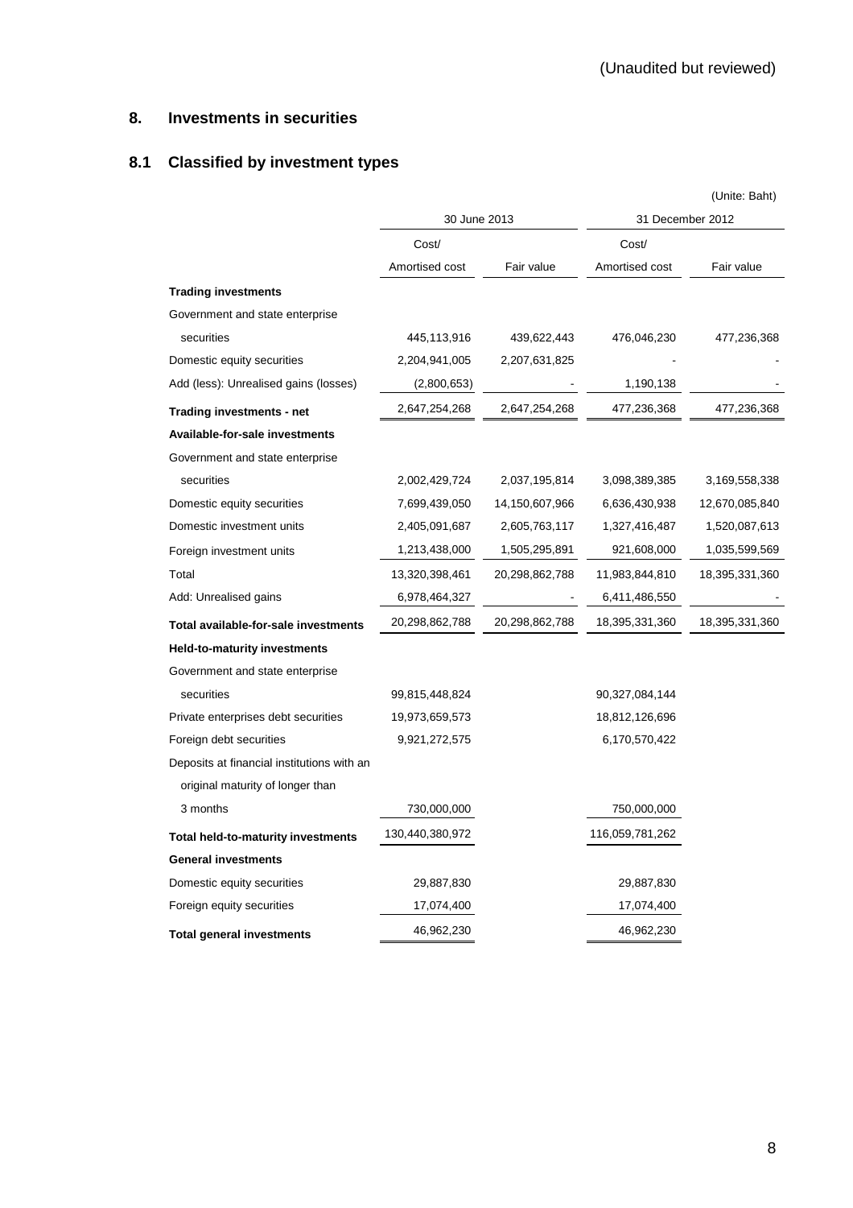(Unaudited but reviewed)

## 8. Investments in securities

### 8.1 Classified by investment types

(Unite: Baht)

| | 30 June 2013 | | 31 December 2012 | |
|---|---|---|---|---|
| | Cost/ Amortised cost | Fair value | Cost/ Amortised cost | Fair value |
| **Trading investments** | | | | |
| Government and state enterprise securities | 445,113,916 | 439,622,443 | 476,046,230 | 477,236,368 |
| Domestic equity securities | 2,204,941,005 | 2,207,631,825 | - | - |
| Add (less): Unrealised gains (losses) | (2,800,653) | - | 1,190,138 | - |
| **Trading investments - net** | 2,647,254,268 | 2,647,254,268 | 477,236,368 | 477,236,368 |
| **Available-for-sale investments** | | | | |
| Government and state enterprise securities | 2,002,429,724 | 2,037,195,814 | 3,098,389,385 | 3,169,558,338 |
| Domestic equity securities | 7,699,439,050 | 14,150,607,966 | 6,636,430,938 | 12,670,085,840 |
| Domestic investment units | 2,405,091,687 | 2,605,763,117 | 1,327,416,487 | 1,520,087,613 |
| Foreign investment units | 1,213,438,000 | 1,505,295,891 | 921,608,000 | 1,035,599,569 |
| Total | 13,320,398,461 | 20,298,862,788 | 11,983,844,810 | 18,395,331,360 |
| Add: Unrealised gains | 6,978,464,327 | - | 6,411,486,550 | - |
| **Total available-for-sale investments** | 20,298,862,788 | 20,298,862,788 | 18,395,331,360 | 18,395,331,360 |
| **Held-to-maturity investments** | | | | |
| Government and state enterprise securities | 99,815,448,824 | | 90,327,084,144 | |
| Private enterprises debt securities | 19,973,659,573 | | 18,812,126,696 | |
| Foreign debt securities | 9,921,272,575 | | 6,170,570,422 | |
| Deposits at financial institutions with an original maturity of longer than 3 months | 730,000,000 | | 750,000,000 | |
| **Total held-to-maturity investments** | 130,440,380,972 | | 116,059,781,262 | |
| **General investments** | | | | |
| Domestic equity securities | 29,887,830 | | 29,887,830 | |
| Foreign equity securities | 17,074,400 | | 17,074,400 | |
| **Total general investments** | 46,962,230 | | 46,962,230 | |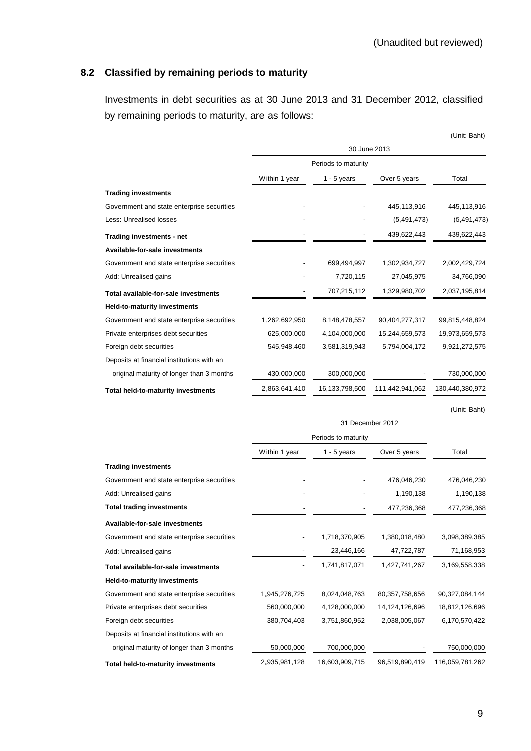(Unaudited but reviewed)

### 8.2 Classified by remaining periods to maturity

Investments in debt securities as at 30 June 2013 and 31 December 2012, classified by remaining periods to maturity, are as follows:

(Unit: Baht)

| | 30 June 2013 | | | |
|---|---|---|---|---|
| | Periods to maturity | | | |
| | Within 1 year | 1 - 5 years | Over 5 years | Total |
| **Trading investments** | | | | |
| Government and state enterprise securities | - | - | 445,113,916 | 445,113,916 |
| Less: Unrealised losses | - | - | (5,491,473) | (5,491,473) |
| **Trading investments - net** | - | - | 439,622,443 | 439,622,443 |
| **Available-for-sale investments** | | | | |
| Government and state enterprise securities | - | 699,494,997 | 1,302,934,727 | 2,002,429,724 |
| Add: Unrealised gains | - | 7,720,115 | 27,045,975 | 34,766,090 |
| **Total available-for-sale investments** | - | 707,215,112 | 1,329,980,702 | 2,037,195,814 |
| **Held-to-maturity investments** | | | | |
| Government and state enterprise securities | 1,262,692,950 | 8,148,478,557 | 90,404,277,317 | 99,815,448,824 |
| Private enterprises debt securities | 625,000,000 | 4,104,000,000 | 15,244,659,573 | 19,973,659,573 |
| Foreign debt securities | 545,948,460 | 3,581,319,943 | 5,794,004,172 | 9,921,272,575 |
| Deposits at financial institutions with an original maturity of longer than 3 months | 430,000,000 | 300,000,000 | - | 730,000,000 |
| **Total held-to-maturity investments** | 2,863,641,410 | 16,133,798,500 | 111,442,941,062 | 130,440,380,972 |

(Unit: Baht)

| | 31 December 2012 | | | |
|---|---|---|---|---|
| | Periods to maturity | | | |
| | Within 1 year | 1 - 5 years | Over 5 years | Total |
| **Trading investments** | | | | |
| Government and state enterprise securities | - | - | 476,046,230 | 476,046,230 |
| Add: Unrealised gains | - | - | 1,190,138 | 1,190,138 |
| **Total trading investments** | - | - | 477,236,368 | 477,236,368 |
| **Available-for-sale investments** | | | | |
| Government and state enterprise securities | - | 1,718,370,905 | 1,380,018,480 | 3,098,389,385 |
| Add: Unrealised gains | - | 23,446,166 | 47,722,787 | 71,168,953 |
| **Total available-for-sale investments** | - | 1,741,817,071 | 1,427,741,267 | 3,169,558,338 |
| **Held-to-maturity investments** | | | | |
| Government and state enterprise securities | 1,945,276,725 | 8,024,048,763 | 80,357,758,656 | 90,327,084,144 |
| Private enterprises debt securities | 560,000,000 | 4,128,000,000 | 14,124,126,696 | 18,812,126,696 |
| Foreign debt securities | 380,704,403 | 3,751,860,952 | 2,038,005,067 | 6,170,570,422 |
| Deposits at financial institutions with an original maturity of longer than 3 months | 50,000,000 | 700,000,000 | - | 750,000,000 |
| **Total held-to-maturity investments** | 2,935,981,128 | 16,603,909,715 | 96,519,890,419 | 116,059,781,262 |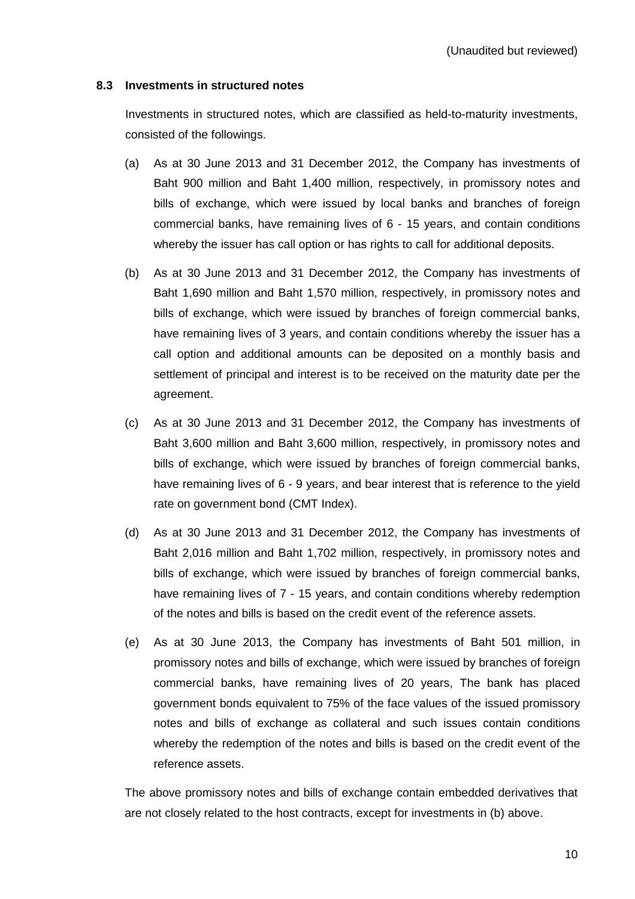(Unaudited but reviewed)

### 8.3 Investments in structured notes

Investments in structured notes, which are classified as held-to-maturity investments, consisted of the followings.

(a) As at 30 June 2013 and 31 December 2012, the Company has investments of Baht 900 million and Baht 1,400 million, respectively, in promissory notes and bills of exchange, which were issued by local banks and branches of foreign commercial banks, have remaining lives of 6 - 15 years, and contain conditions whereby the issuer has call option or has rights to call for additional deposits.

(b) As at 30 June 2013 and 31 December 2012, the Company has investments of Baht 1,690 million and Baht 1,570 million, respectively, in promissory notes and bills of exchange, which were issued by branches of foreign commercial banks, have remaining lives of 3 years, and contain conditions whereby the issuer has a call option and additional amounts can be deposited on a monthly basis and settlement of principal and interest is to be received on the maturity date per the agreement.

(c) As at 30 June 2013 and 31 December 2012, the Company has investments of Baht 3,600 million and Baht 3,600 million, respectively, in promissory notes and bills of exchange, which were issued by branches of foreign commercial banks, have remaining lives of 6 - 9 years, and bear interest that is reference to the yield rate on government bond (CMT Index).

(d) As at 30 June 2013 and 31 December 2012, the Company has investments of Baht 2,016 million and Baht 1,702 million, respectively, in promissory notes and bills of exchange, which were issued by branches of foreign commercial banks, have remaining lives of 7 - 15 years, and contain conditions whereby redemption of the notes and bills is based on the credit event of the reference assets.

(e) As at 30 June 2013, the Company has investments of Baht 501 million, in promissory notes and bills of exchange, which were issued by branches of foreign commercial banks, have remaining lives of 20 years, The bank has placed government bonds equivalent to 75% of the face values of the issued promissory notes and bills of exchange as collateral and such issues contain conditions whereby the redemption of the notes and bills is based on the credit event of the reference assets.

The above promissory notes and bills of exchange contain embedded derivatives that are not closely related to the host contracts, except for investments in (b) above.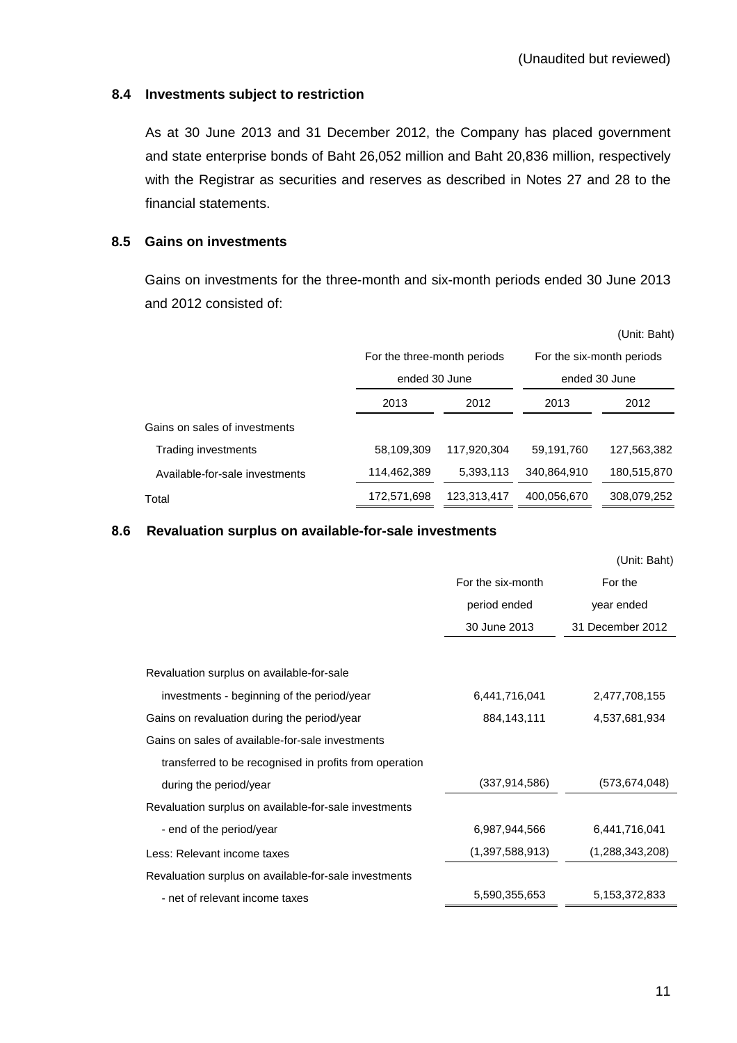(Unaudited but reviewed)

### 8.4 Investments subject to restriction

As at 30 June 2013 and 31 December 2012, the Company has placed government and state enterprise bonds of Baht 26,052 million and Baht 20,836 million, respectively with the Registrar as securities and reserves as described in Notes 27 and 28 to the financial statements.

### 8.5 Gains on investments

Gains on investments for the three-month and six-month periods ended 30 June 2013 and 2012 consisted of:

(Unit: Baht)

| | For the three-month periods ended 30 June | | For the six-month periods ended 30 June | |
|---|---|---|---|---|
| | 2013 | 2012 | 2013 | 2012 |
| Gains on sales of investments | | | | |
| Trading investments | 58,109,309 | 117,920,304 | 59,191,760 | 127,563,382 |
| Available-for-sale investments | 114,462,389 | 5,393,113 | 340,864,910 | 180,515,870 |
| Total | 172,571,698 | 123,313,417 | 400,056,670 | 308,079,252 |

### 8.6 Revaluation surplus on available-for-sale investments

(Unit: Baht)

| | For the six-month period ended 30 June 2013 | For the year ended 31 December 2012 |
|---|---|---|
| Revaluation surplus on available-for-sale investments - beginning of the period/year | 6,441,716,041 | 2,477,708,155 |
| Gains on revaluation during the period/year | 884,143,111 | 4,537,681,934 |
| Gains on sales of available-for-sale investments transferred to be recognised in profits from operation during the period/year | (337,914,586) | (573,674,048) |
| Revaluation surplus on available-for-sale investments - end of the period/year | 6,987,944,566 | 6,441,716,041 |
| Less: Relevant income taxes | (1,397,588,913) | (1,288,343,208) |
| Revaluation surplus on available-for-sale investments - net of relevant income taxes | 5,590,355,653 | 5,153,372,833 |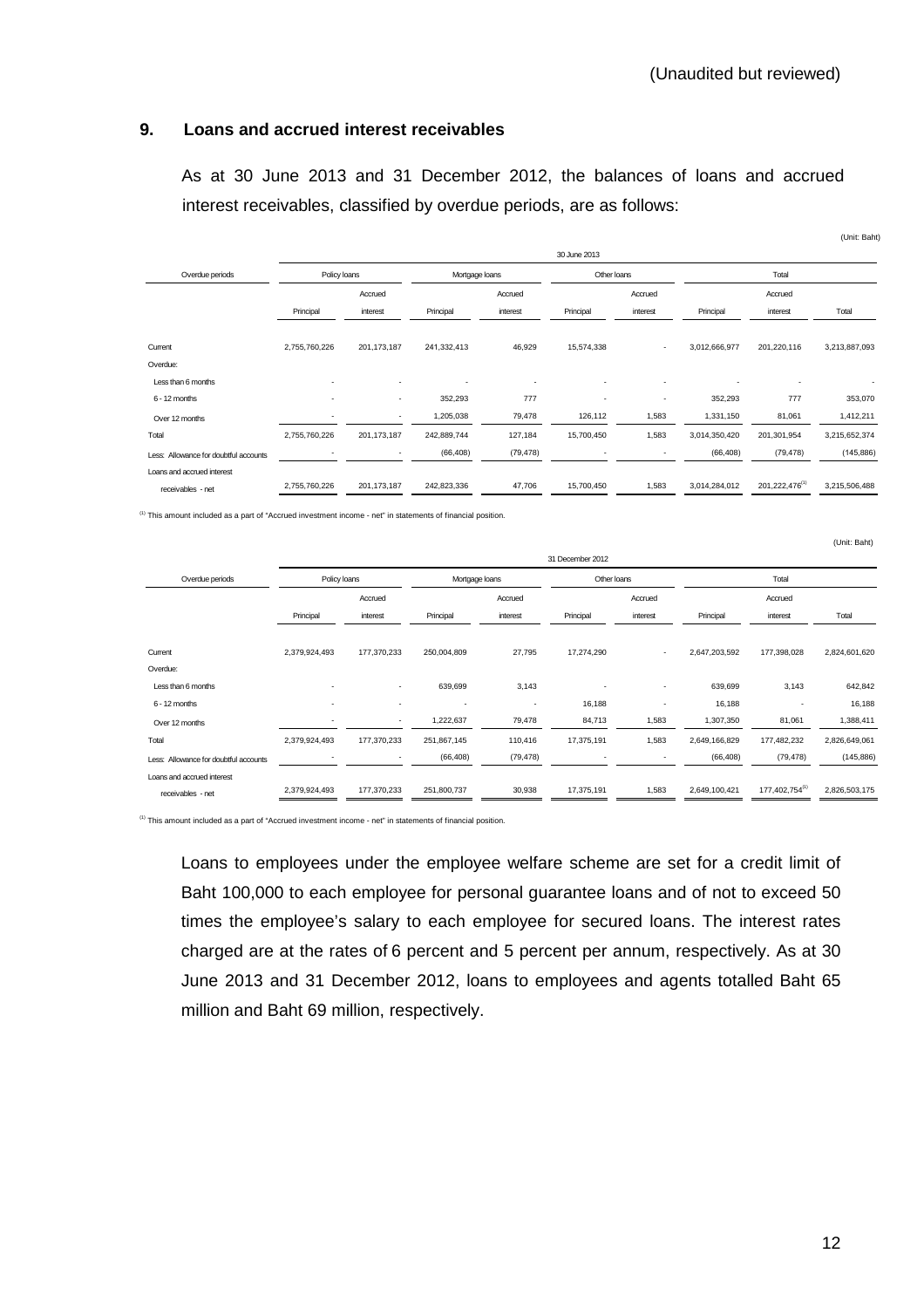(Unaudited but reviewed)

## 9. Loans and accrued interest receivables

As at 30 June 2013 and 31 December 2012, the balances of loans and accrued interest receivables, classified by overdue periods, are as follows:

(Unit: Baht)

| | 30 June 2013 | | | | | | | | |
|---|---|---|---|---|---|---|---|---|---|
| Overdue periods | Policy loans | | Mortgage loans | | Other loans | | Total | | |
| | Principal | Accrued interest | Principal | Accrued interest | Principal | Accrued interest | Principal | Accrued interest | Total |
| Current | 2,755,760,226 | 201,173,187 | 241,332,413 | 46,929 | 15,574,338 | - | 3,012,666,977 | 201,220,116 | 3,213,887,093 |
| Overdue: | | | | | | | | | |
| Less than 6 months | - | - | - | - | - | - | - | - | - |
| 6 - 12 months | - | - | 352,293 | 777 | - | - | 352,293 | 777 | 353,070 |
| Over 12 months | - | - | 1,205,038 | 79,478 | 126,112 | 1,583 | 1,331,150 | 81,061 | 1,412,211 |
| Total | 2,755,760,226 | 201,173,187 | 242,889,744 | 127,184 | 15,700,450 | 1,583 | 3,014,350,420 | 201,301,954 | 3,215,652,374 |
| Less: Allowance for doubtful accounts | - | - | (66,408) | (79,478) | - | - | (66,408) | (79,478) | (145,886) |
| Loans and accrued interest receivables - net | 2,755,760,226 | 201,173,187 | 242,823,336 | 47,706 | 15,700,450 | 1,583 | 3,014,284,012 | 201,222,476[(1)] | 3,215,506,488 |

[(1)] This amount included as a part of "Accrued investment income - net" in statements of financial position.

(Unit: Baht)

| | 31 December 2012 | | | | | | | | |
|---|---|---|---|---|---|---|---|---|---|
| Overdue periods | Policy loans | | Mortgage loans | | Other loans | | Total | | |
| | Principal | Accrued interest | Principal | Accrued interest | Principal | Accrued interest | Principal | Accrued interest | Total |
| Current | 2,379,924,493 | 177,370,233 | 250,004,809 | 27,795 | 17,274,290 | - | 2,647,203,592 | 177,398,028 | 2,824,601,620 |
| Overdue: | | | | | | | | | |
| Less than 6 months | - | - | 639,699 | 3,143 | - | - | 639,699 | 3,143 | 642,842 |
| 6 - 12 months | - | - | - | - | 16,188 | - | 16,188 | - | 16,188 |
| Over 12 months | - | - | 1,222,637 | 79,478 | 84,713 | 1,583 | 1,307,350 | 81,061 | 1,388,411 |
| Total | 2,379,924,493 | 177,370,233 | 251,867,145 | 110,416 | 17,375,191 | 1,583 | 2,649,166,829 | 177,482,232 | 2,826,649,061 |
| Less: Allowance for doubtful accounts | - | - | (66,408) | (79,478) | - | - | (66,408) | (79,478) | (145,886) |
| Loans and accrued interest receivables - net | 2,379,924,493 | 177,370,233 | 251,800,737 | 30,938 | 17,375,191 | 1,583 | 2,649,100,421 | 177,402,754[(1)] | 2,826,503,175 |

[(1)] This amount included as a part of "Accrued investment income - net" in statements of financial position.

Loans to employees under the employee welfare scheme are set for a credit limit of Baht 100,000 to each employee for personal guarantee loans and of not to exceed 50 times the employee's salary to each employee for secured loans. The interest rates charged are at the rates of 6 percent and 5 percent per annum, respectively. As at 30 June 2013 and 31 December 2012, loans to employees and agents totalled Baht 65 million and Baht 69 million, respectively.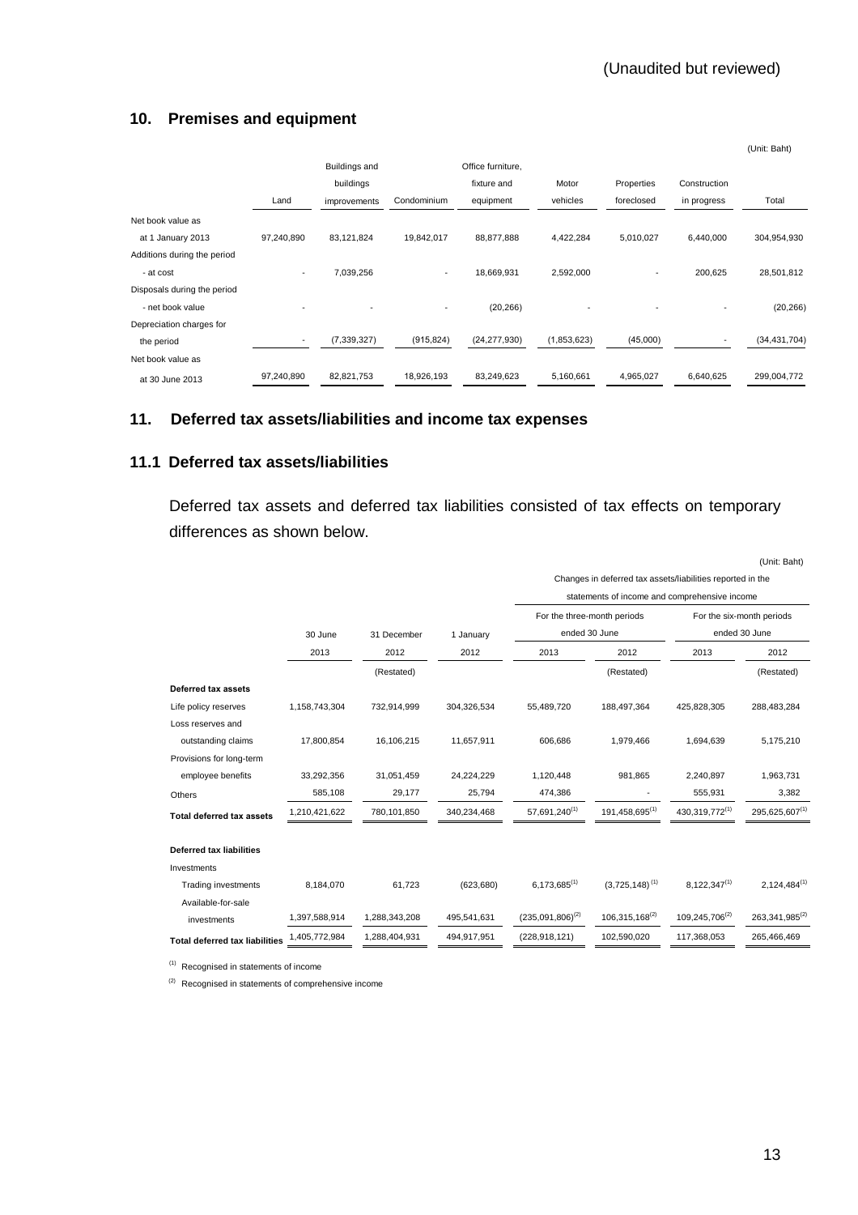(Unaudited but reviewed)

## 10. Premises and equipment

(Unit: Baht)

| | Land | Buildings and buildings improvements | Condominium | Office furniture, fixture and equipment | Motor vehicles | Properties foreclosed | Construction in progress | Total |
|---|---|---|---|---|---|---|---|---|
| Net book value as | | | | | | | | |
| at 1 January 2013 | 97,240,890 | 83,121,824 | 19,842,017 | 88,877,888 | 4,422,284 | 5,010,027 | 6,440,000 | 304,954,930 |
| Additions during the period | | | | | | | | |
| - at cost | - | 7,039,256 | - | 18,669,931 | 2,592,000 | - | 200,625 | 28,501,812 |
| Disposals during the period | | | | | | | | |
| - net book value | - | - | - | (20,266) | - | - | - | (20,266) |
| Depreciation charges for | | | | | | | | |
| the period | - | (7,339,327) | (915,824) | (24,277,930) | (1,853,623) | (45,000) | - | (34,431,704) |
| Net book value as | | | | | | | | |
| at 30 June 2013 | 97,240,890 | 82,821,753 | 18,926,193 | 83,249,623 | 5,160,661 | 4,965,027 | 6,640,625 | 299,004,772 |

## 11. Deferred tax assets/liabilities and income tax expenses

### 11.1 Deferred tax assets/liabilities

Deferred tax assets and deferred tax liabilities consisted of tax effects on temporary differences as shown below.

(Unit: Baht)

| | | | | Changes in deferred tax assets/liabilities reported in the statements of income and comprehensive income | | | |
|---|---|---|---|---|---|---|---|
| | | | | For the three-month periods ended 30 June | | For the six-month periods ended 30 June | |
| | 30 June 2013 | 31 December 2012 | 1 January 2012 | 2013 | 2012 | 2013 | 2012 |
| | | (Restated) | | | (Restated) | | (Restated) |
| **Deferred tax assets** | | | | | | | |
| Life policy reserves | 1,158,743,304 | 732,914,999 | 304,326,534 | 55,489,720 | 188,497,364 | 425,828,305 | 288,483,284 |
| Loss reserves and outstanding claims | 17,800,854 | 16,106,215 | 11,657,911 | 606,686 | 1,979,466 | 1,694,639 | 5,175,210 |
| Provisions for long-term employee benefits | 33,292,356 | 31,051,459 | 24,224,229 | 1,120,448 | 981,865 | 2,240,897 | 1,963,731 |
| Others | 585,108 | 29,177 | 25,794 | 474,386 | - | 555,931 | 3,382 |
| **Total deferred tax assets** | 1,210,421,622 | 780,101,850 | 340,234,468 | 57,691,240[1] | 191,458,695[1] | 430,319,772[1] | 295,625,607[1] |
| **Deferred tax liabilities** | | | | | | | |
| Investments | | | | | | | |
| Trading investments | 8,184,070 | 61,723 | (623,680) | 6,173,685[1] | (3,725,148)[1] | 8,122,347[1] | 2,124,484[1] |
| Available-for-sale investments | 1,397,588,914 | 1,288,343,208 | 495,541,631 | (235,091,806)[2] | 106,315,168[2] | 109,245,706[2] | 263,341,985[2] |
| **Total deferred tax liabilities** | 1,405,772,984 | 1,288,404,931 | 494,917,951 | (228,918,121) | 102,590,020 | 117,368,053 | 265,466,469 |

[1] Recognised in statements of income

[2] Recognised in statements of comprehensive income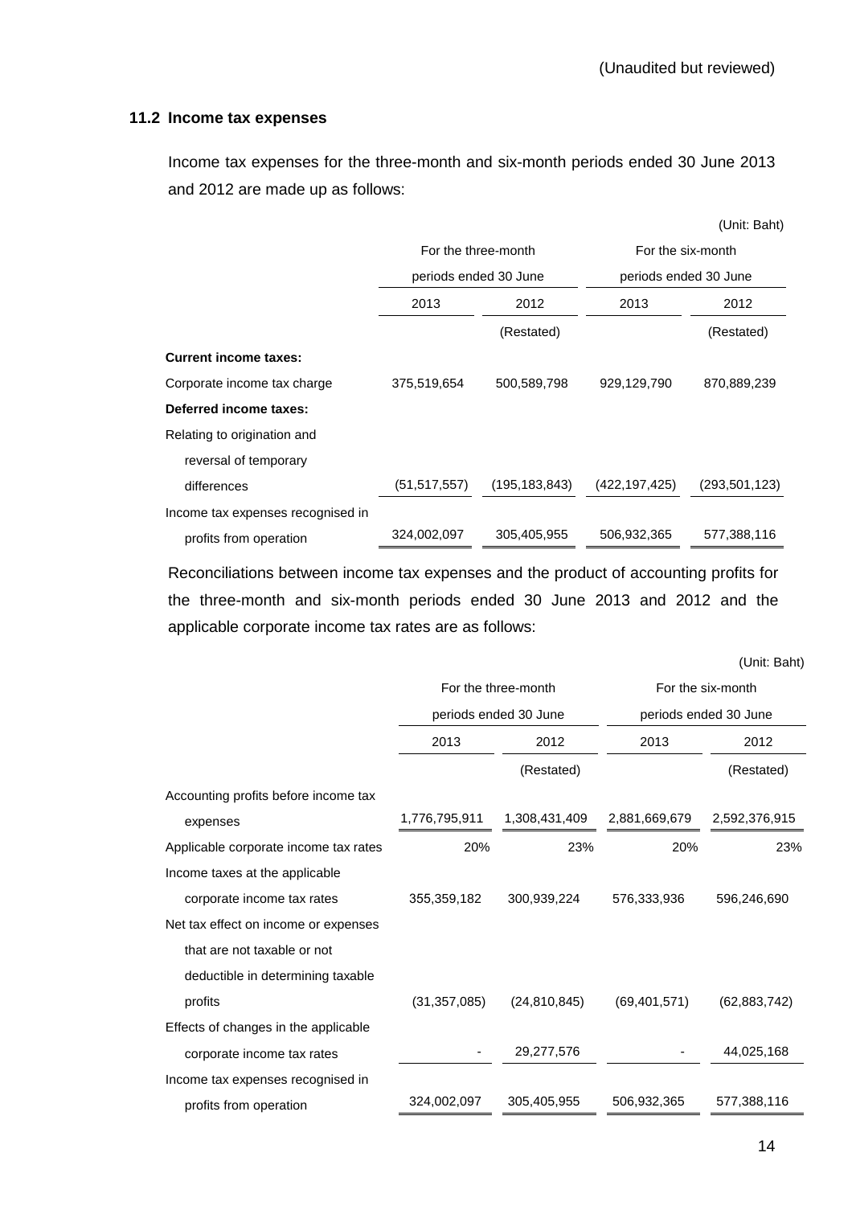(Unaudited but reviewed)

### 11.2 Income tax expenses

Income tax expenses for the three-month and six-month periods ended 30 June 2013 and 2012 are made up as follows:

(Unit: Baht)

| | For the three-month periods ended 30 June | | For the six-month periods ended 30 June | |
|---|---|---|---|---|
| | 2013 | 2012 | 2013 | 2012 |
| | | (Restated) | | (Restated) |
| **Current income taxes:** | | | | |
| Corporate income tax charge | 375,519,654 | 500,589,798 | 929,129,790 | 870,889,239 |
| **Deferred income taxes:** | | | | |
| Relating to origination and reversal of temporary differences | (51,517,557) | (195,183,843) | (422,197,425) | (293,501,123) |
| Income tax expenses recognised in profits from operation | 324,002,097 | 305,405,955 | 506,932,365 | 577,388,116 |

Reconciliations between income tax expenses and the product of accounting profits for the three-month and six-month periods ended 30 June 2013 and 2012 and the applicable corporate income tax rates are as follows:

(Unit: Baht)

| | For the three-month periods ended 30 June | | For the six-month periods ended 30 June | |
|---|---|---|---|---|
| | 2013 | 2012 | 2013 | 2012 |
| | | (Restated) | | (Restated) |
| Accounting profits before income tax expenses | 1,776,795,911 | 1,308,431,409 | 2,881,669,679 | 2,592,376,915 |
| Applicable corporate income tax rates | 20% | 23% | 20% | 23% |
| Income taxes at the applicable corporate income tax rates | 355,359,182 | 300,939,224 | 576,333,936 | 596,246,690 |
| Net tax effect on income or expenses that are not taxable or not deductible in determining taxable profits | (31,357,085) | (24,810,845) | (69,401,571) | (62,883,742) |
| Effects of changes in the applicable corporate income tax rates | - | 29,277,576 | - | 44,025,168 |
| Income tax expenses recognised in profits from operation | 324,002,097 | 305,405,955 | 506,932,365 | 577,388,116 |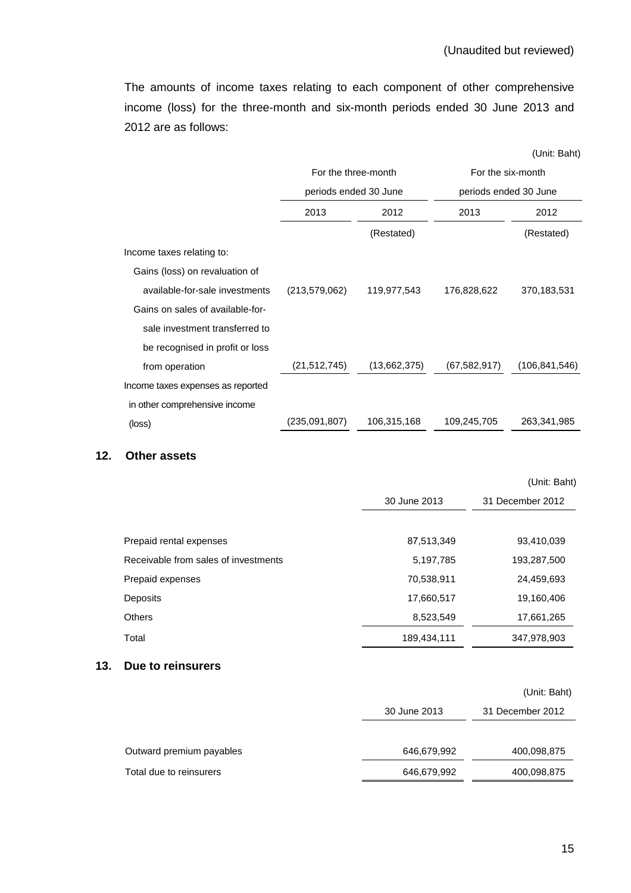(Unaudited but reviewed)

The amounts of income taxes relating to each component of other comprehensive income (loss) for the three-month and six-month periods ended 30 June 2013 and 2012 are as follows:

(Unit: Baht)

| | For the three-month periods ended 30 June | | For the six-month periods ended 30 June | |
|---|---|---|---|---|
| | 2013 | 2012 | 2013 | 2012 |
| | | (Restated) | | (Restated) |
| Income taxes relating to: | | | | |
| Gains (loss) on revaluation of available-for-sale investments | (213,579,062) | 119,977,543 | 176,828,622 | 370,183,531 |
| Gains on sales of available-for-sale investment transferred to be recognised in profit or loss from operation | (21,512,745) | (13,662,375) | (67,582,917) | (106,841,546) |
| Income taxes expenses as reported in other comprehensive income (loss) | (235,091,807) | 106,315,168 | 109,245,705 | 263,341,985 |

## 12. Other assets

(Unit: Baht)

| | 30 June 2013 | 31 December 2012 |
|---|---|---|
| Prepaid rental expenses | 87,513,349 | 93,410,039 |
| Receivable from sales of investments | 5,197,785 | 193,287,500 |
| Prepaid expenses | 70,538,911 | 24,459,693 |
| Deposits | 17,660,517 | 19,160,406 |
| Others | 8,523,549 | 17,661,265 |
| Total | 189,434,111 | 347,978,903 |

## 13. Due to reinsurers

(Unit: Baht)

| | 30 June 2013 | 31 December 2012 |
|---|---|---|
| Outward premium payables | 646,679,992 | 400,098,875 |
| Total due to reinsurers | 646,679,992 | 400,098,875 |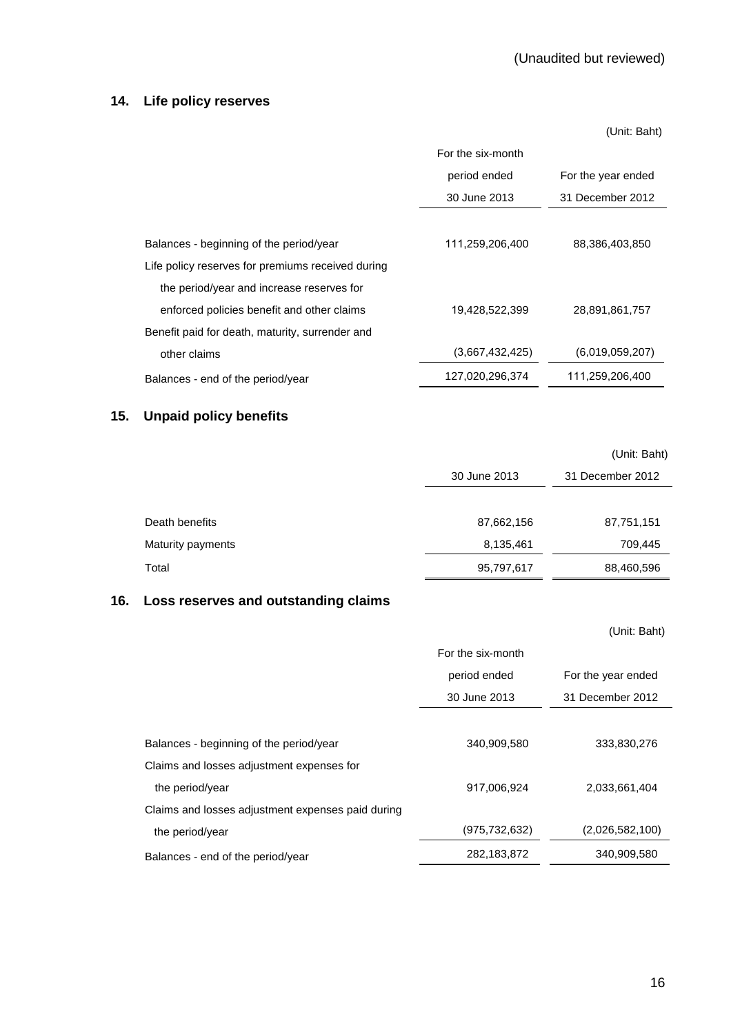(Unaudited but reviewed)

## 14. Life policy reserves

(Unit: Baht)

| | For the six-month period ended 30 June 2013 | For the year ended 31 December 2012 |
|---|---|---|
| Balances - beginning of the period/year | 111,259,206,400 | 88,386,403,850 |
| Life policy reserves for premiums received during the period/year and increase reserves for enforced policies benefit and other claims | 19,428,522,399 | 28,891,861,757 |
| Benefit paid for death, maturity, surrender and other claims | (3,667,432,425) | (6,019,059,207) |
| Balances - end of the period/year | 127,020,296,374 | 111,259,206,400 |

## 15. Unpaid policy benefits

(Unit: Baht)

| | 30 June 2013 | 31 December 2012 |
|---|---|---|
| Death benefits | 87,662,156 | 87,751,151 |
| Maturity payments | 8,135,461 | 709,445 |
| Total | 95,797,617 | 88,460,596 |

## 16. Loss reserves and outstanding claims

(Unit: Baht)

| | For the six-month period ended 30 June 2013 | For the year ended 31 December 2012 |
|---|---|---|
| Balances - beginning of the period/year | 340,909,580 | 333,830,276 |
| Claims and losses adjustment expenses for the period/year | 917,006,924 | 2,033,661,404 |
| Claims and losses adjustment expenses paid during the period/year | (975,732,632) | (2,026,582,100) |
| Balances - end of the period/year | 282,183,872 | 340,909,580 |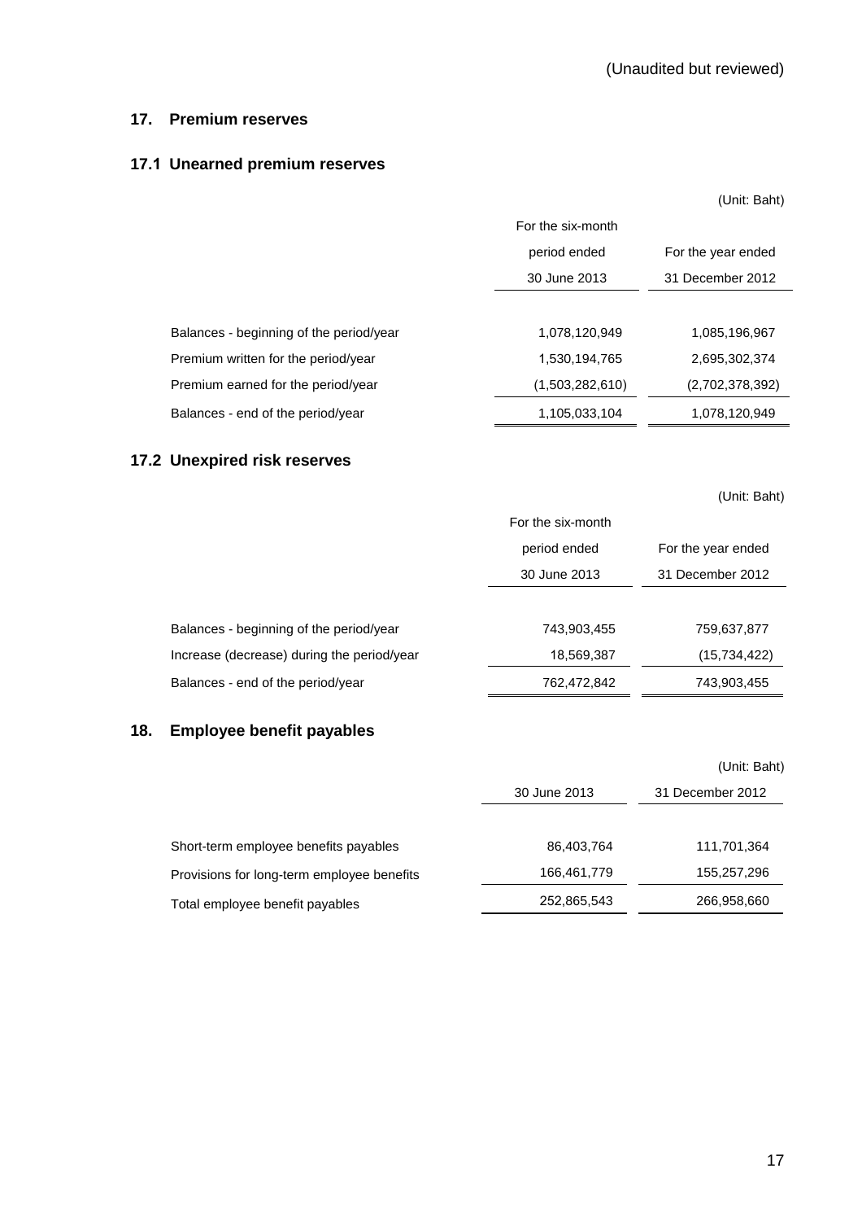(Unaudited but reviewed)

## 17. Premium reserves

### 17.1 Unearned premium reserves

(Unit: Baht)

| | For the six-month period ended 30 June 2013 | For the year ended 31 December 2012 |
|---|---|---|
| Balances - beginning of the period/year | 1,078,120,949 | 1,085,196,967 |
| Premium written for the period/year | 1,530,194,765 | 2,695,302,374 |
| Premium earned for the period/year | (1,503,282,610) | (2,702,378,392) |
| Balances - end of the period/year | 1,105,033,104 | 1,078,120,949 |

### 17.2 Unexpired risk reserves

(Unit: Baht)

| | For the six-month period ended 30 June 2013 | For the year ended 31 December 2012 |
|---|---|---|
| Balances - beginning of the period/year | 743,903,455 | 759,637,877 |
| Increase (decrease) during the period/year | 18,569,387 | (15,734,422) |
| Balances - end of the period/year | 762,472,842 | 743,903,455 |

## 18. Employee benefit payables

(Unit: Baht)

| | 30 June 2013 | 31 December 2012 |
|---|---|---|
| Short-term employee benefits payables | 86,403,764 | 111,701,364 |
| Provisions for long-term employee benefits | 166,461,779 | 155,257,296 |
| Total employee benefit payables | 252,865,543 | 266,958,660 |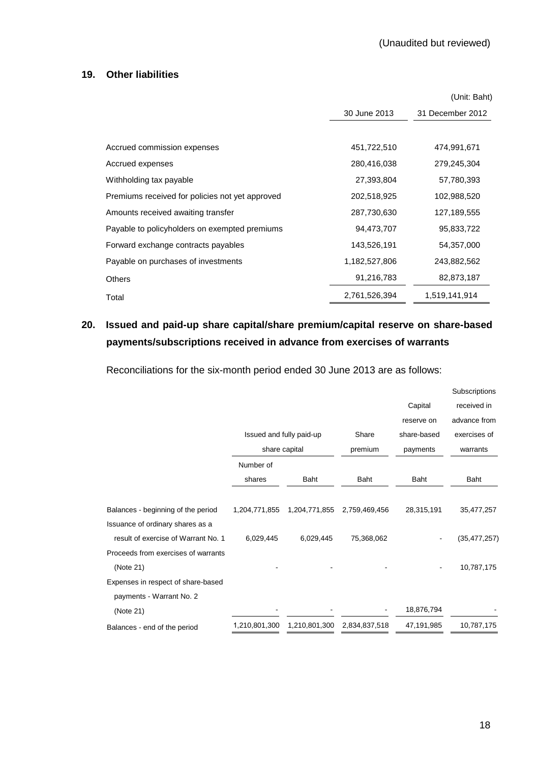(Unaudited but reviewed)

## 19. Other liabilities

| | (Unit: Baht) | |
|---|---|---|
| | 30 June 2013 | 31 December 2012 |
| Accrued commission expenses | 451,722,510 | 474,991,671 |
| Accrued expenses | 280,416,038 | 279,245,304 |
| Withholding tax payable | 27,393,804 | 57,780,393 |
| Premiums received for policies not yet approved | 202,518,925 | 102,988,520 |
| Amounts received awaiting transfer | 287,730,630 | 127,189,555 |
| Payable to policyholders on exempted premiums | 94,473,707 | 95,833,722 |
| Forward exchange contracts payables | 143,526,191 | 54,357,000 |
| Payable on purchases of investments | 1,182,527,806 | 243,882,562 |
| Others | 91,216,783 | 82,873,187 |
| Total | 2,761,526,394 | 1,519,141,914 |

## 20. Issued and paid-up share capital/share premium/capital reserve on share-based payments/subscriptions received in advance from exercises of warrants

Reconciliations for the six-month period ended 30 June 2013 are as follows:

| | Issued and fully paid-up share capital | | Share premium | Capital reserve on share-based payments | Subscriptions received in advance from exercises of warrants |
|---|---|---|---|---|---|
| | Number of shares | Baht | Baht | Baht | Baht |
| Balances - beginning of the period | 1,204,771,855 | 1,204,771,855 | 2,759,469,456 | 28,315,191 | 35,477,257 |
| Issuance of ordinary shares as a result of exercise of Warrant No. 1 | 6,029,445 | 6,029,445 | 75,368,062 | - | (35,477,257) |
| Proceeds from exercises of warrants (Note 21) | - | - | - | - | 10,787,175 |
| Expenses in respect of share-based payments - Warrant No. 2 (Note 21) | - | - | - | 18,876,794 | - |
| Balances - end of the period | 1,210,801,300 | 1,210,801,300 | 2,834,837,518 | 47,191,985 | 10,787,175 |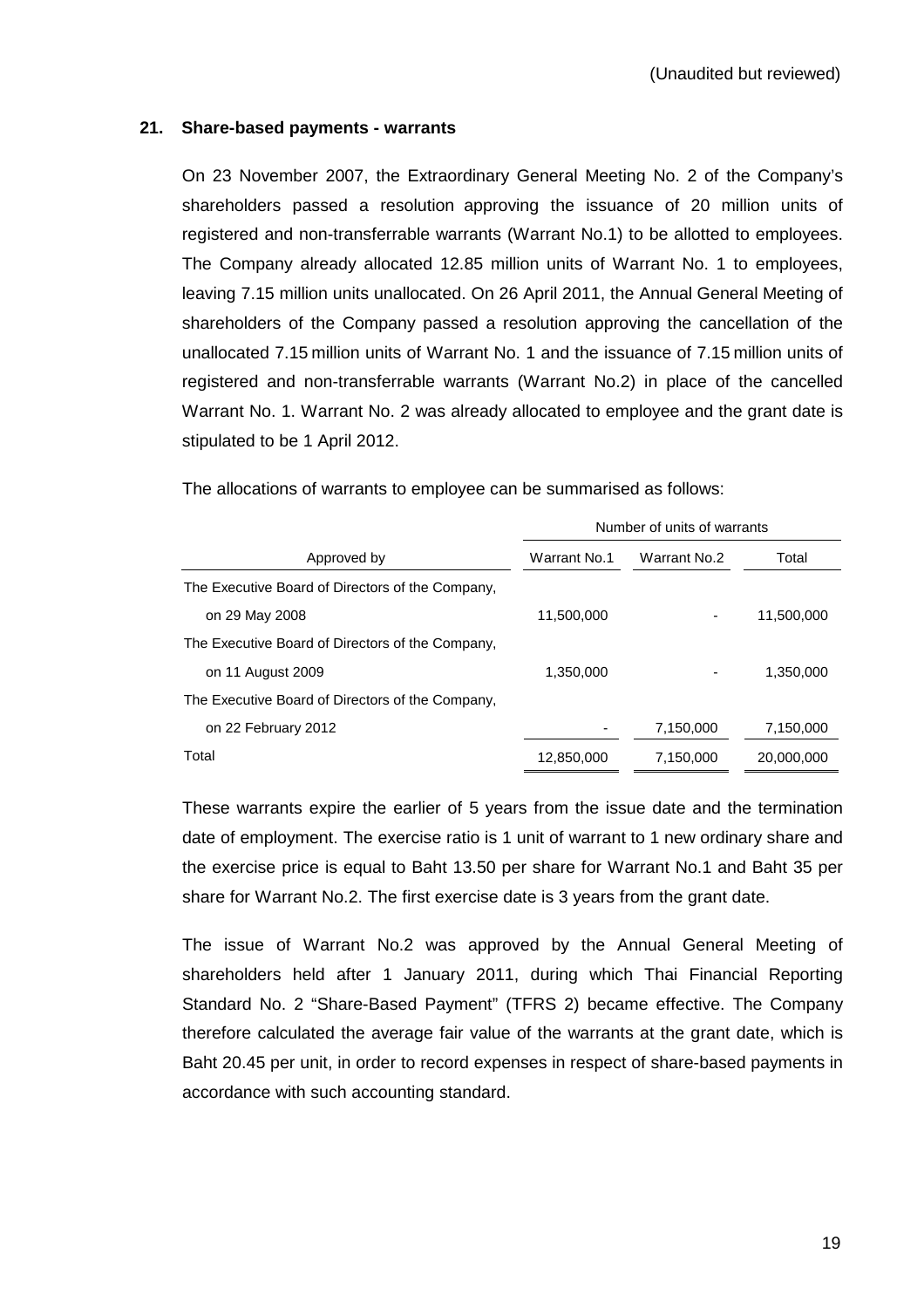(Unaudited but reviewed)

## 21. Share-based payments - warrants

On 23 November 2007, the Extraordinary General Meeting No. 2 of the Company's shareholders passed a resolution approving the issuance of 20 million units of registered and non-transferrable warrants (Warrant No.1) to be allotted to employees. The Company already allocated 12.85 million units of Warrant No. 1 to employees, leaving 7.15 million units unallocated. On 26 April 2011, the Annual General Meeting of shareholders of the Company passed a resolution approving the cancellation of the unallocated 7.15 million units of Warrant No. 1 and the issuance of 7.15 million units of registered and non-transferrable warrants (Warrant No.2) in place of the cancelled Warrant No. 1. Warrant No. 2 was already allocated to employee and the grant date is stipulated to be 1 April 2012.

The allocations of warrants to employee can be summarised as follows:

| | Number of units of warrants | | |
|---|---|---|---|
| Approved by | Warrant No.1 | Warrant No.2 | Total |
| The Executive Board of Directors of the Company, on 29 May 2008 | 11,500,000 | - | 11,500,000 |
| The Executive Board of Directors of the Company, on 11 August 2009 | 1,350,000 | - | 1,350,000 |
| The Executive Board of Directors of the Company, on 22 February 2012 | - | 7,150,000 | 7,150,000 |
| Total | 12,850,000 | 7,150,000 | 20,000,000 |

These warrants expire the earlier of 5 years from the issue date and the termination date of employment. The exercise ratio is 1 unit of warrant to 1 new ordinary share and the exercise price is equal to Baht 13.50 per share for Warrant No.1 and Baht 35 per share for Warrant No.2. The first exercise date is 3 years from the grant date.

The issue of Warrant No.2 was approved by the Annual General Meeting of shareholders held after 1 January 2011, during which Thai Financial Reporting Standard No. 2 "Share-Based Payment" (TFRS 2) became effective. The Company therefore calculated the average fair value of the warrants at the grant date, which is Baht 20.45 per unit, in order to record expenses in respect of share-based payments in accordance with such accounting standard.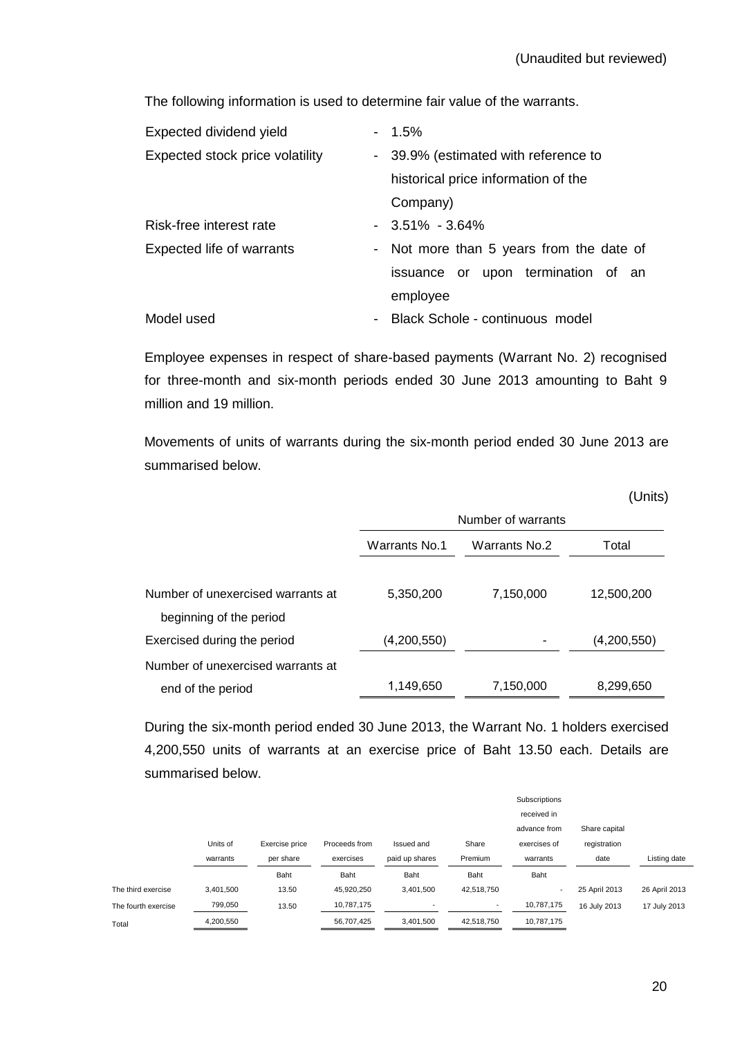(Unaudited but reviewed)

The following information is used to determine fair value of the warrants.

| | |
|---|---|
| Expected dividend yield | - 1.5% |
| Expected stock price volatility | - 39.9% (estimated with reference to historical price information of the Company) |
| Risk-free interest rate | - 3.51% - 3.64% |
| Expected life of warrants | - Not more than 5 years from the date of issuance or upon termination of an employee |
| Model used | - Black Schole - continuous model |

Employee expenses in respect of share-based payments (Warrant No. 2) recognised for three-month and six-month periods ended 30 June 2013 amounting to Baht 9 million and 19 million.

Movements of units of warrants during the six-month period ended 30 June 2013 are summarised below.

(Units)

| | Number of warrants | | |
|---|---|---|---|
| | Warrants No.1 | Warrants No.2 | Total |
| Number of unexercised warrants at beginning of the period | 5,350,200 | 7,150,000 | 12,500,200 |
| Exercised during the period | (4,200,550) | - | (4,200,550) |
| Number of unexercised warrants at end of the period | 1,149,650 | 7,150,000 | 8,299,650 |

During the six-month period ended 30 June 2013, the Warrant No. 1 holders exercised 4,200,550 units of warrants at an exercise price of Baht 13.50 each. Details are summarised below.

| | Units of warrants | Exercise price per share | Proceeds from exercises | Issued and paid up shares | Share Premium | Subscriptions received in advance from exercises of warrants | Share capital registration date | Listing date |
|---|---|---|---|---|---|---|---|---|
| | | Baht | Baht | Baht | Baht | Baht | | |
| The third exercise | 3,401,500 | 13.50 | 45,920,250 | 3,401,500 | 42,518,750 | - | 25 April 2013 | 26 April 2013 |
| The fourth exercise | 799,050 | 13.50 | 10,787,175 | - | - | 10,787,175 | 16 July 2013 | 17 July 2013 |
| Total | 4,200,550 | | 56,707,425 | 3,401,500 | 42,518,750 | 10,787,175 | | |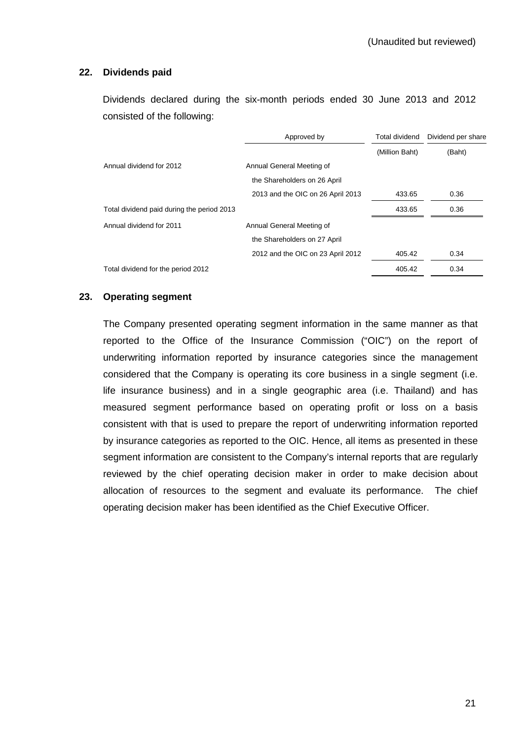(Unaudited but reviewed)

## 22. Dividends paid

Dividends declared during the six-month periods ended 30 June 2013 and 2012 consisted of the following:

| | Approved by | Total dividend | Dividend per share |
|---|---|---|---|
| | | (Million Baht) | (Baht) |
| Annual dividend for 2012 | Annual General Meeting of the Shareholders on 26 April 2013 and the OIC on 26 April 2013 | 433.65 | 0.36 |
| Total dividend paid during the period 2013 | | 433.65 | 0.36 |
| Annual dividend for 2011 | Annual General Meeting of the Shareholders on 27 April 2012 and the OIC on 23 April 2012 | 405.42 | 0.34 |
| Total dividend for the period 2012 | | 405.42 | 0.34 |

## 23. Operating segment

The Company presented operating segment information in the same manner as that reported to the Office of the Insurance Commission ("OIC") on the report of underwriting information reported by insurance categories since the management considered that the Company is operating its core business in a single segment (i.e. life insurance business) and in a single geographic area (i.e. Thailand) and has measured segment performance based on operating profit or loss on a basis consistent with that is used to prepare the report of underwriting information reported by insurance categories as reported to the OIC. Hence, all items as presented in these segment information are consistent to the Company's internal reports that are regularly reviewed by the chief operating decision maker in order to make decision about allocation of resources to the segment and evaluate its performance. The chief operating decision maker has been identified as the Chief Executive Officer.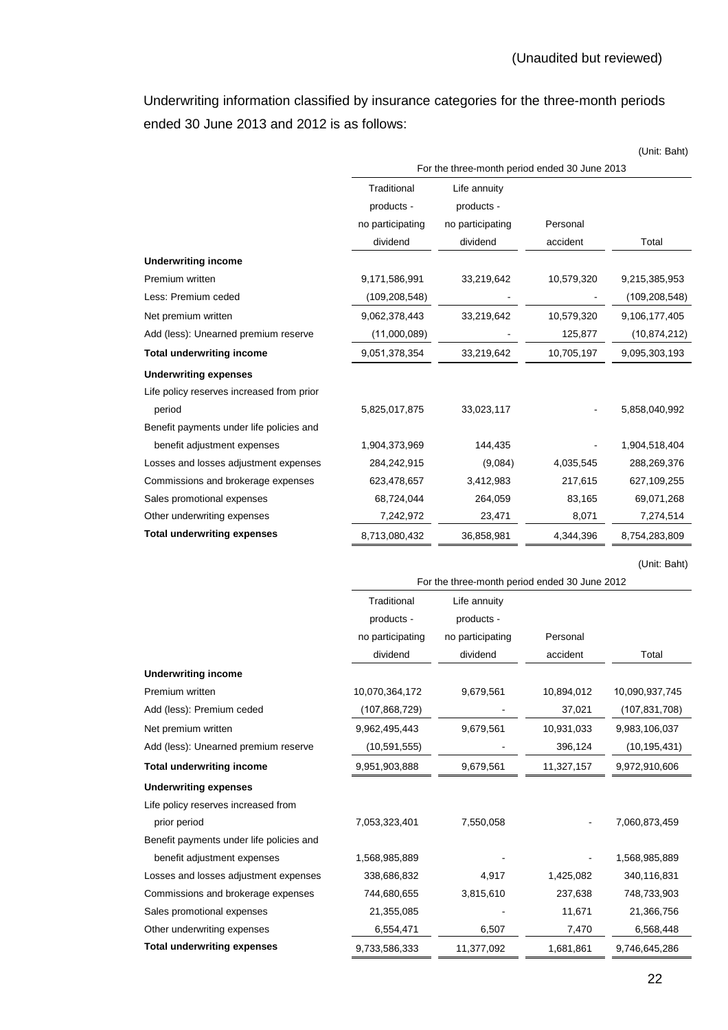(Unaudited but reviewed)

Underwriting information classified by insurance categories for the three-month periods ended 30 June 2013 and 2012 is as follows:

(Unit: Baht)

| | For the three-month period ended 30 June 2013 | | | |
|---|---|---|---|---|
| | Traditional products - no participating dividend | Life annuity products - no participating dividend | Personal accident | Total |
| **Underwriting income** | | | | |
| Premium written | 9,171,586,991 | 33,219,642 | 10,579,320 | 9,215,385,953 |
| Less: Premium ceded | (109,208,548) | - | - | (109,208,548) |
| Net premium written | 9,062,378,443 | 33,219,642 | 10,579,320 | 9,106,177,405 |
| Add (less): Unearned premium reserve | (11,000,089) | - | 125,877 | (10,874,212) |
| **Total underwriting income** | 9,051,378,354 | 33,219,642 | 10,705,197 | 9,095,303,193 |
| **Underwriting expenses** | | | | |
| Life policy reserves increased from prior period | 5,825,017,875 | 33,023,117 | - | 5,858,040,992 |
| Benefit payments under life policies and benefit adjustment expenses | 1,904,373,969 | 144,435 | - | 1,904,518,404 |
| Losses and losses adjustment expenses | 284,242,915 | (9,084) | 4,035,545 | 288,269,376 |
| Commissions and brokerage expenses | 623,478,657 | 3,412,983 | 217,615 | 627,109,255 |
| Sales promotional expenses | 68,724,044 | 264,059 | 83,165 | 69,071,268 |
| Other underwriting expenses | 7,242,972 | 23,471 | 8,071 | 7,274,514 |
| **Total underwriting expenses** | 8,713,080,432 | 36,858,981 | 4,344,396 | 8,754,283,809 |

(Unit: Baht)

| | For the three-month period ended 30 June 2012 | | | |
|---|---|---|---|---|
| | Traditional products - no participating dividend | Life annuity products - no participating dividend | Personal accident | Total |
| **Underwriting income** | | | | |
| Premium written | 10,070,364,172 | 9,679,561 | 10,894,012 | 10,090,937,745 |
| Add (less): Premium ceded | (107,868,729) | - | 37,021 | (107,831,708) |
| Net premium written | 9,962,495,443 | 9,679,561 | 10,931,033 | 9,983,106,037 |
| Add (less): Unearned premium reserve | (10,591,555) | - | 396,124 | (10,195,431) |
| **Total underwriting income** | 9,951,903,888 | 9,679,561 | 11,327,157 | 9,972,910,606 |
| **Underwriting expenses** | | | | |
| Life policy reserves increased from prior period | 7,053,323,401 | 7,550,058 | - | 7,060,873,459 |
| Benefit payments under life policies and benefit adjustment expenses | 1,568,985,889 | - | - | 1,568,985,889 |
| Losses and losses adjustment expenses | 338,686,832 | 4,917 | 1,425,082 | 340,116,831 |
| Commissions and brokerage expenses | 744,680,655 | 3,815,610 | 237,638 | 748,733,903 |
| Sales promotional expenses | 21,355,085 | - | 11,671 | 21,366,756 |
| Other underwriting expenses | 6,554,471 | 6,507 | 7,470 | 6,568,448 |
| **Total underwriting expenses** | 9,733,586,333 | 11,377,092 | 1,681,861 | 9,746,645,286 |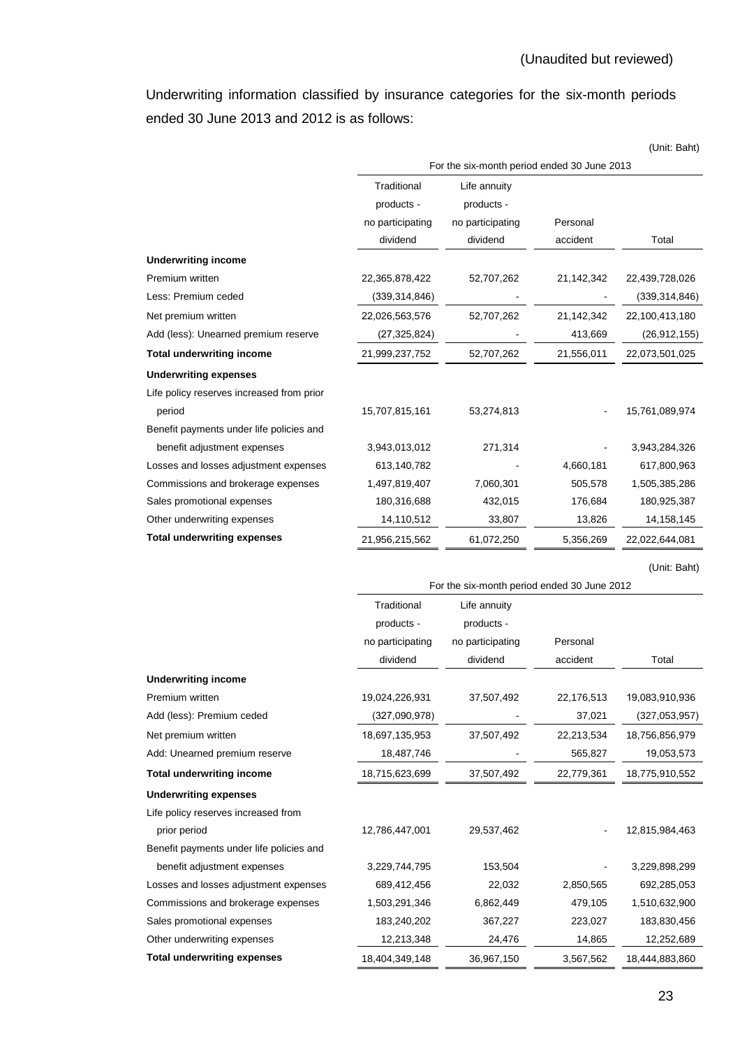(Unaudited but reviewed)

Underwriting information classified by insurance categories for the six-month periods ended 30 June 2013 and 2012 is as follows:

(Unit: Baht)

| | For the six-month period ended 30 June 2013 | | | |
|---|---|---|---|---|
| | Traditional products - no participating dividend | Life annuity products - no participating dividend | Personal accident | Total |
| **Underwriting income** | | | | |
| Premium written | 22,365,878,422 | 52,707,262 | 21,142,342 | 22,439,728,026 |
| Less: Premium ceded | (339,314,846) | - | - | (339,314,846) |
| Net premium written | 22,026,563,576 | 52,707,262 | 21,142,342 | 22,100,413,180 |
| Add (less): Unearned premium reserve | (27,325,824) | - | 413,669 | (26,912,155) |
| **Total underwriting income** | 21,999,237,752 | 52,707,262 | 21,556,011 | 22,073,501,025 |
| **Underwriting expenses** | | | | |
| Life policy reserves increased from prior period | 15,707,815,161 | 53,274,813 | - | 15,761,089,974 |
| Benefit payments under life policies and benefit adjustment expenses | 3,943,013,012 | 271,314 | - | 3,943,284,326 |
| Losses and losses adjustment expenses | 613,140,782 | - | 4,660,181 | 617,800,963 |
| Commissions and brokerage expenses | 1,497,819,407 | 7,060,301 | 505,578 | 1,505,385,286 |
| Sales promotional expenses | 180,316,688 | 432,015 | 176,684 | 180,925,387 |
| Other underwriting expenses | 14,110,512 | 33,807 | 13,826 | 14,158,145 |
| **Total underwriting expenses** | 21,956,215,562 | 61,072,250 | 5,356,269 | 22,022,644,081 |

(Unit: Baht)

| | For the six-month period ended 30 June 2012 | | | |
|---|---|---|---|---|
| | Traditional products - no participating dividend | Life annuity products - no participating dividend | Personal accident | Total |
| **Underwriting income** | | | | |
| Premium written | 19,024,226,931 | 37,507,492 | 22,176,513 | 19,083,910,936 |
| Add (less): Premium ceded | (327,090,978) | - | 37,021 | (327,053,957) |
| Net premium written | 18,697,135,953 | 37,507,492 | 22,213,534 | 18,756,856,979 |
| Add: Unearned premium reserve | 18,487,746 | - | 565,827 | 19,053,573 |
| **Total underwriting income** | 18,715,623,699 | 37,507,492 | 22,779,361 | 18,775,910,552 |
| **Underwriting expenses** | | | | |
| Life policy reserves increased from prior period | 12,786,447,001 | 29,537,462 | - | 12,815,984,463 |
| Benefit payments under life policies and benefit adjustment expenses | 3,229,744,795 | 153,504 | - | 3,229,898,299 |
| Losses and losses adjustment expenses | 689,412,456 | 22,032 | 2,850,565 | 692,285,053 |
| Commissions and brokerage expenses | 1,503,291,346 | 6,862,449 | 479,105 | 1,510,632,900 |
| Sales promotional expenses | 183,240,202 | 367,227 | 223,027 | 183,830,456 |
| Other underwriting expenses | 12,213,348 | 24,476 | 14,865 | 12,252,689 |
| **Total underwriting expenses** | 18,404,349,148 | 36,967,150 | 3,567,562 | 18,444,883,860 |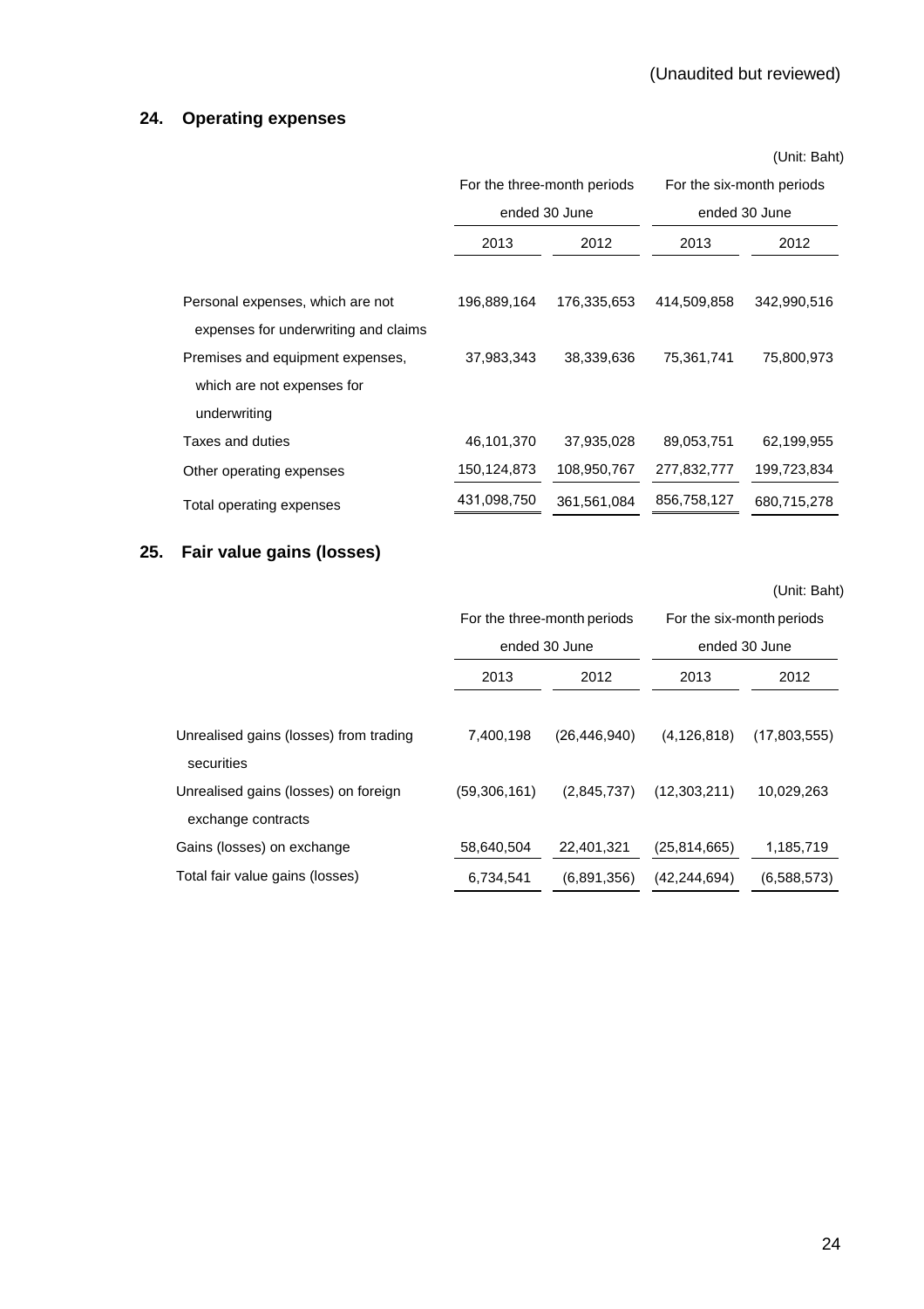(Unaudited but reviewed)

## 24. Operating expenses

(Unit: Baht)

| | For the three-month periods ended 30 June | | For the six-month periods ended 30 June | |
|---|---|---|---|---|
| | 2013 | 2012 | 2013 | 2012 |
| Personal expenses, which are not expenses for underwriting and claims | 196,889,164 | 176,335,653 | 414,509,858 | 342,990,516 |
| Premises and equipment expenses, which are not expenses for underwriting | 37,983,343 | 38,339,636 | 75,361,741 | 75,800,973 |
| Taxes and duties | 46,101,370 | 37,935,028 | 89,053,751 | 62,199,955 |
| Other operating expenses | 150,124,873 | 108,950,767 | 277,832,777 | 199,723,834 |
| Total operating expenses | 431,098,750 | 361,561,084 | 856,758,127 | 680,715,278 |

## 25. Fair value gains (losses)

(Unit: Baht)

| | For the three-month periods ended 30 June | | For the six-month periods ended 30 June | |
|---|---|---|---|---|
| | 2013 | 2012 | 2013 | 2012 |
| Unrealised gains (losses) from trading securities | 7,400,198 | (26,446,940) | (4,126,818) | (17,803,555) |
| Unrealised gains (losses) on foreign exchange contracts | (59,306,161) | (2,845,737) | (12,303,211) | 10,029,263 |
| Gains (losses) on exchange | 58,640,504 | 22,401,321 | (25,814,665) | 1,185,719 |
| Total fair value gains (losses) | 6,734,541 | (6,891,356) | (42,244,694) | (6,588,573) |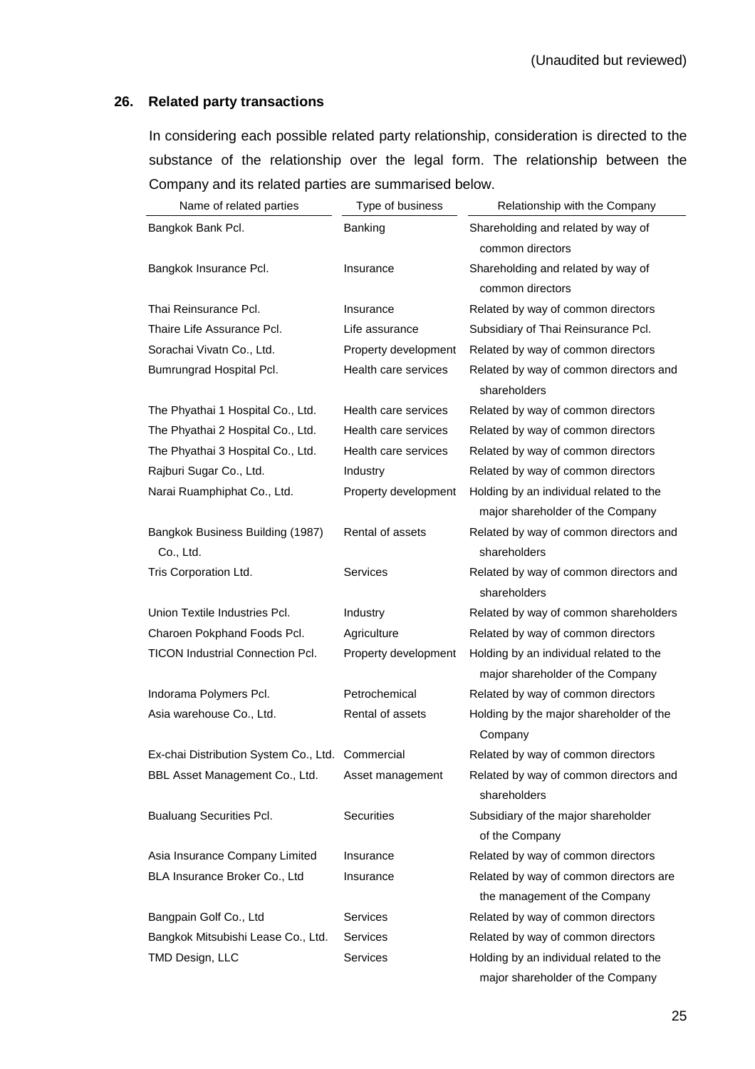(Unaudited but reviewed)

## 26. Related party transactions

In considering each possible related party relationship, consideration is directed to the substance of the relationship over the legal form. The relationship between the Company and its related parties are summarised below.

| Name of related parties | Type of business | Relationship with the Company |
|---|---|---|
| Bangkok Bank Pcl. | Banking | Shareholding and related by way of common directors |
| Bangkok Insurance Pcl. | Insurance | Shareholding and related by way of common directors |
| Thai Reinsurance Pcl. | Insurance | Related by way of common directors |
| Thaire Life Assurance Pcl. | Life assurance | Subsidiary of Thai Reinsurance Pcl. |
| Sorachai Vivatn Co., Ltd. | Property development | Related by way of common directors |
| Bumrungrad Hospital Pcl. | Health care services | Related by way of common directors and shareholders |
| The Phyathai 1 Hospital Co., Ltd. | Health care services | Related by way of common directors |
| The Phyathai 2 Hospital Co., Ltd. | Health care services | Related by way of common directors |
| The Phyathai 3 Hospital Co., Ltd. | Health care services | Related by way of common directors |
| Rajburi Sugar Co., Ltd. | Industry | Related by way of common directors |
| Narai Ruamphiphat Co., Ltd. | Property development | Holding by an individual related to the major shareholder of the Company |
| Bangkok Business Building (1987) Co., Ltd. | Rental of assets | Related by way of common directors and shareholders |
| Tris Corporation Ltd. | Services | Related by way of common directors and shareholders |
| Union Textile Industries Pcl. | Industry | Related by way of common shareholders |
| Charoen Pokphand Foods Pcl. | Agriculture | Related by way of common directors |
| TICON Industrial Connection Pcl. | Property development | Holding by an individual related to the major shareholder of the Company |
| Indorama Polymers Pcl. | Petrochemical | Related by way of common directors |
| Asia warehouse Co., Ltd. | Rental of assets | Holding by the major shareholder of the Company |
| Ex-chai Distribution System Co., Ltd. | Commercial | Related by way of common directors |
| BBL Asset Management Co., Ltd. | Asset management | Related by way of common directors and shareholders |
| Bualuang Securities Pcl. | Securities | Subsidiary of the major shareholder of the Company |
| Asia Insurance Company Limited | Insurance | Related by way of common directors |
| BLA Insurance Broker Co., Ltd | Insurance | Related by way of common directors are the management of the Company |
| Bangpain Golf Co., Ltd | Services | Related by way of common directors |
| Bangkok Mitsubishi Lease Co., Ltd. | Services | Related by way of common directors |
| TMD Design, LLC | Services | Holding by an individual related to the major shareholder of the Company |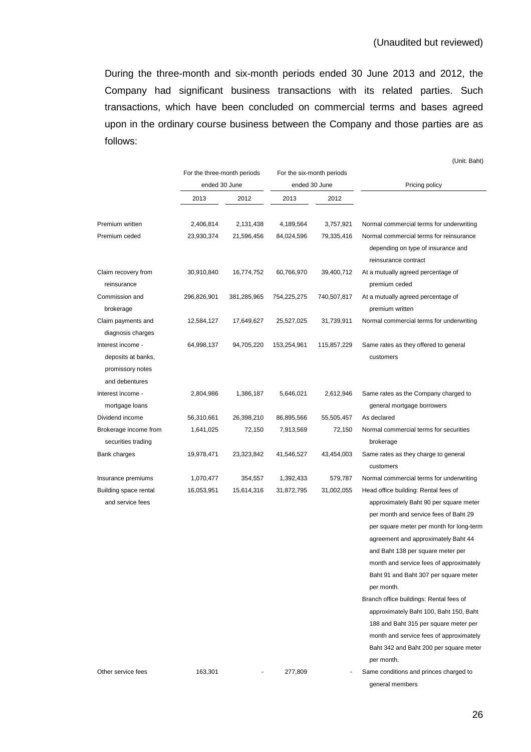(Unaudited but reviewed)

During the three-month and six-month periods ended 30 June 2013 and 2012, the Company had significant business transactions with its related parties. Such transactions, which have been concluded on commercial terms and bases agreed upon in the ordinary course business between the Company and those parties are as follows:

(Unit: Baht)

| | For the three-month periods ended 30 June | | For the six-month periods ended 30 June | | Pricing policy |
|---|---|---|---|---|---|
| | 2013 | 2012 | 2013 | 2012 | |
| Premium written | 2,406,814 | 2,131,438 | 4,189,564 | 3,757,921 | Normal commercial terms for underwriting |
| Premium ceded | 23,930,374 | 21,596,456 | 84,024,596 | 79,335,416 | Normal commercial terms for reinsurance depending on type of insurance and reinsurance contract |
| Claim recovery from reinsurance | 30,910,840 | 16,774,752 | 60,766,970 | 39,400,712 | At a mutually agreed percentage of premium ceded |
| Commission and brokerage | 296,826,901 | 381,285,965 | 754,225,275 | 740,507,817 | At a mutually agreed percentage of premium written |
| Claim payments and diagnosis charges | 12,584,127 | 17,649,627 | 25,527,025 | 31,739,911 | Normal commercial terms for underwriting |
| Interest income - deposits at banks, promissory notes and debentures | 64,998,137 | 94,705,220 | 153,254,961 | 115,857,229 | Same rates as they offered to general customers |
| Interest income - mortgage loans | 2,804,986 | 1,386,187 | 5,646,021 | 2,612,946 | Same rates as the Company charged to general mortgage borrowers |
| Dividend income | 56,310,661 | 26,398,210 | 86,895,566 | 55,505,457 | As declared |
| Brokerage income from securities trading | 1,641,025 | 72,150 | 7,913,569 | 72,150 | Normal commercial terms for securities brokerage |
| Bank charges | 19,978,471 | 23,323,842 | 41,546,527 | 43,454,003 | Same rates as they charge to general customers |
| Insurance premiums | 1,070,477 | 354,557 | 1,392,433 | 579,787 | Normal commercial terms for underwriting |
| Building space rental and service fees | 16,053,951 | 15,614,316 | 31,872,795 | 31,002,055 | Head office building: Rental fees of approximately Baht 90 per square meter per month and service fees of Baht 29 per square meter per month for long-term agreement and approximately Baht 44 and Baht 138 per square meter per month and service fees of approximately Baht 91 and Baht 307 per square meter per month.<br>Branch office buildings: Rental fees of approximately Baht 100, Baht 150, Baht 188 and Baht 315 per square meter per month and service fees of approximately Baht 342 and Baht 200 per square meter per month. |
| Other service fees | 163,301 | - | 277,809 | - | Same conditions and princes charged to general members |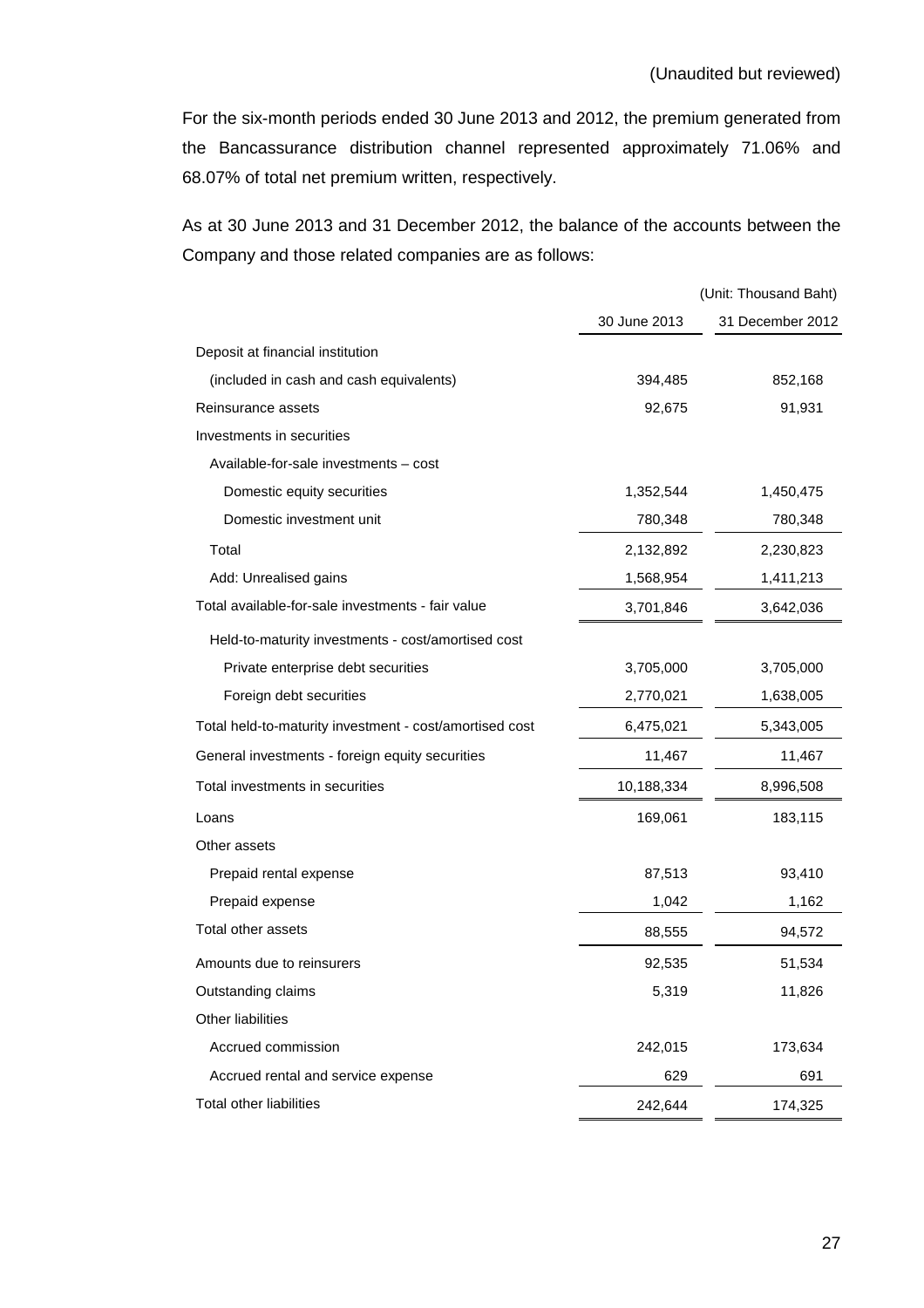(Unaudited but reviewed)

For the six-month periods ended 30 June 2013 and 2012, the premium generated from the Bancassurance distribution channel represented approximately 71.06% and 68.07% of total net premium written, respectively.

As at 30 June 2013 and 31 December 2012, the balance of the accounts between the Company and those related companies are as follows:

(Unit: Thousand Baht)

| | 30 June 2013 | 31 December 2012 |
|---|---|---|
| Deposit at financial institution | | |
| (included in cash and cash equivalents) | 394,485 | 852,168 |
| Reinsurance assets | 92,675 | 91,931 |
| Investments in securities | | |
| Available-for-sale investments – cost | | |
| Domestic equity securities | 1,352,544 | 1,450,475 |
| Domestic investment unit | 780,348 | 780,348 |
| Total | 2,132,892 | 2,230,823 |
| Add: Unrealised gains | 1,568,954 | 1,411,213 |
| Total available-for-sale investments - fair value | 3,701,846 | 3,642,036 |
| Held-to-maturity investments - cost/amortised cost | | |
| Private enterprise debt securities | 3,705,000 | 3,705,000 |
| Foreign debt securities | 2,770,021 | 1,638,005 |
| Total held-to-maturity investment - cost/amortised cost | 6,475,021 | 5,343,005 |
| General investments - foreign equity securities | 11,467 | 11,467 |
| Total investments in securities | 10,188,334 | 8,996,508 |
| Loans | 169,061 | 183,115 |
| Other assets | | |
| Prepaid rental expense | 87,513 | 93,410 |
| Prepaid expense | 1,042 | 1,162 |
| Total other assets | 88,555 | 94,572 |
| Amounts due to reinsurers | 92,535 | 51,534 |
| Outstanding claims | 5,319 | 11,826 |
| Other liabilities | | |
| Accrued commission | 242,015 | 173,634 |
| Accrued rental and service expense | 629 | 691 |
| Total other liabilities | 242,644 | 174,325 |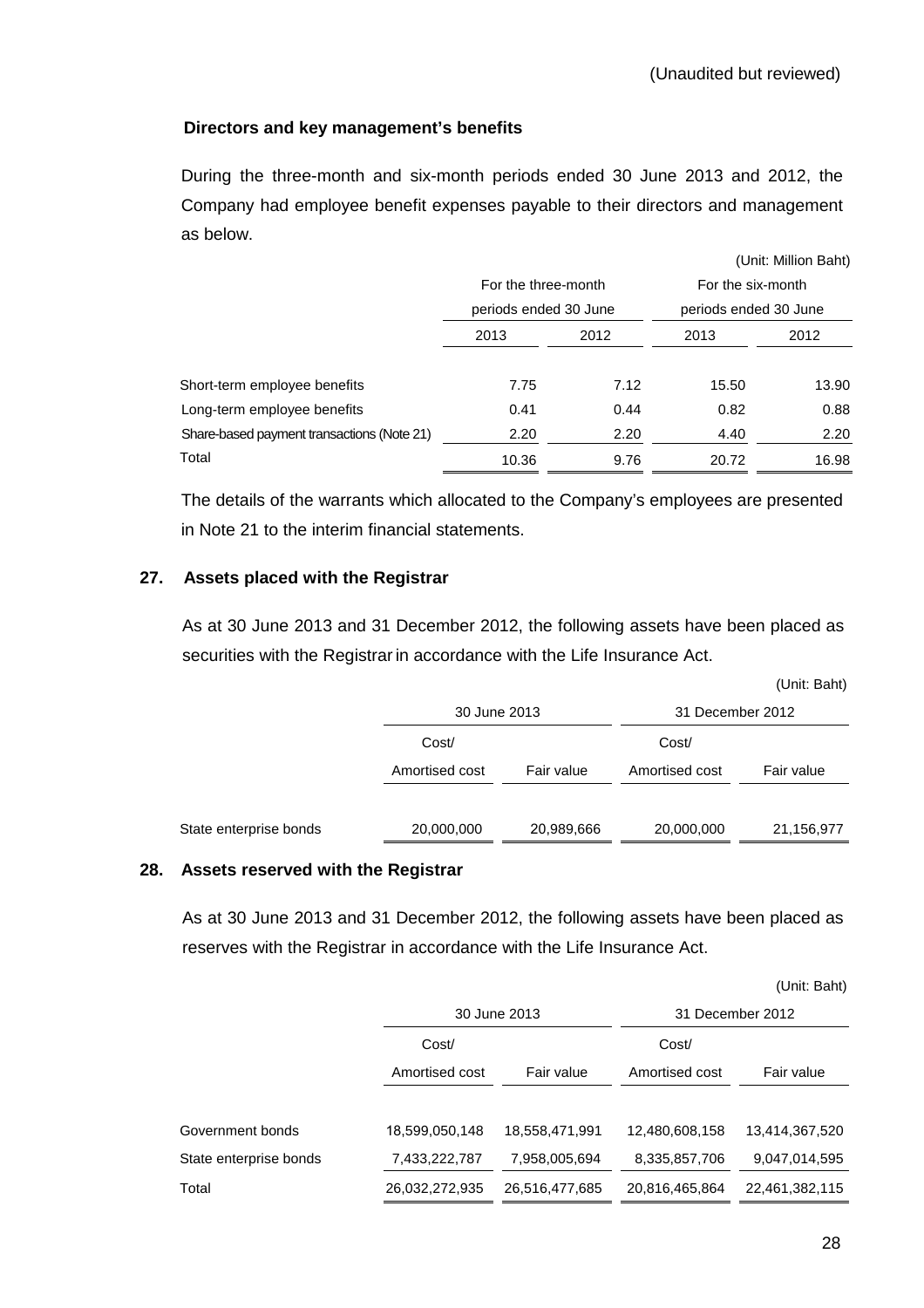(Unaudited but reviewed)

**Directors and key management's benefits**

During the three-month and six-month periods ended 30 June 2013 and 2012, the Company had employee benefit expenses payable to their directors and management as below.

(Unit: Million Baht)

| | For the three-month periods ended 30 June | | For the six-month periods ended 30 June | |
|---|---|---|---|---|
| | 2013 | 2012 | 2013 | 2012 |
| Short-term employee benefits | 7.75 | 7.12 | 15.50 | 13.90 |
| Long-term employee benefits | 0.41 | 0.44 | 0.82 | 0.88 |
| Share-based payment transactions (Note 21) | 2.20 | 2.20 | 4.40 | 2.20 |
| Total | 10.36 | 9.76 | 20.72 | 16.98 |

The details of the warrants which allocated to the Company's employees are presented in Note 21 to the interim financial statements.

## 27. Assets placed with the Registrar

As at 30 June 2013 and 31 December 2012, the following assets have been placed as securities with the Registrar in accordance with the Life Insurance Act.

(Unit: Baht)

| | 30 June 2013 | | 31 December 2012 | |
|---|---|---|---|---|
| | Cost/ Amortised cost | Fair value | Cost/ Amortised cost | Fair value |
| State enterprise bonds | 20,000,000 | 20,989,666 | 20,000,000 | 21,156,977 |

## 28. Assets reserved with the Registrar

As at 30 June 2013 and 31 December 2012, the following assets have been placed as reserves with the Registrar in accordance with the Life Insurance Act.

(Unit: Baht)

| | 30 June 2013 | | 31 December 2012 | |
|---|---|---|---|---|
| | Cost/ Amortised cost | Fair value | Cost/ Amortised cost | Fair value |
| Government bonds | 18,599,050,148 | 18,558,471,991 | 12,480,608,158 | 13,414,367,520 |
| State enterprise bonds | 7,433,222,787 | 7,958,005,694 | 8,335,857,706 | 9,047,014,595 |
| Total | 26,032,272,935 | 26,516,477,685 | 20,816,465,864 | 22,461,382,115 |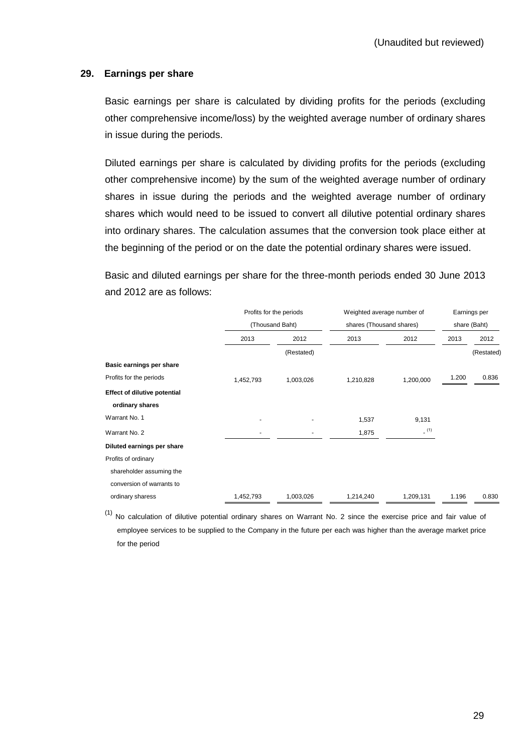(Unaudited but reviewed)

## 29. Earnings per share

Basic earnings per share is calculated by dividing profits for the periods (excluding other comprehensive income/loss) by the weighted average number of ordinary shares in issue during the periods.

Diluted earnings per share is calculated by dividing profits for the periods (excluding other comprehensive income) by the sum of the weighted average number of ordinary shares in issue during the periods and the weighted average number of ordinary shares which would need to be issued to convert all dilutive potential ordinary shares into ordinary shares. The calculation assumes that the conversion took place either at the beginning of the period or on the date the potential ordinary shares were issued.

Basic and diluted earnings per share for the three-month periods ended 30 June 2013 and 2012 are as follows:

| | Profits for the periods (Thousand Baht) | | Weighted average number of shares (Thousand shares) | | Earnings per share (Baht) | |
|---|---|---|---|---|---|---|
| | 2013 | 2012 | 2013 | 2012 | 2013 | 2012 |
| | | (Restated) | | | | (Restated) |
| **Basic earnings per share** | | | | | | |
| Profits for the periods | 1,452,793 | 1,003,026 | 1,210,828 | 1,200,000 | 1.200 | 0.836 |
| **Effect of dilutive potential ordinary shares** | | | | | | |
| Warrant No. 1 | - | - | 1,537 | 9,131 | | |
| Warrant No. 2 | - | - | 1,875 | - [(1)] | | |
| **Diluted earnings per share** | | | | | | |
| Profits of ordinary shareholder assuming the conversion of warrants to ordinary sharess | 1,452,793 | 1,003,026 | 1,214,240 | 1,209,131 | 1.196 | 0.830 |

(1) No calculation of dilutive potential ordinary shares on Warrant No. 2 since the exercise price and fair value of employee services to be supplied to the Company in the future per each was higher than the average market price for the period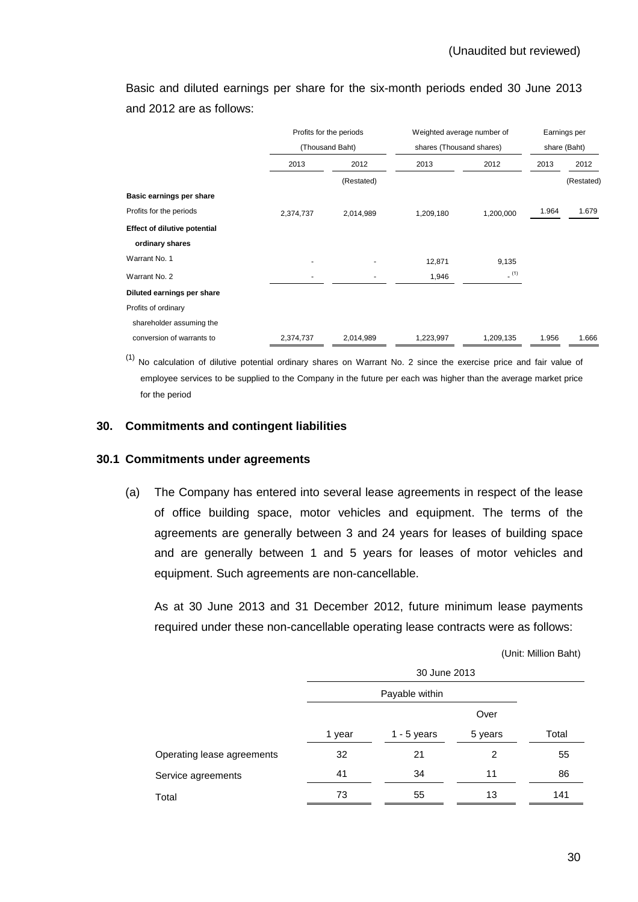(Unaudited but reviewed)

Basic and diluted earnings per share for the six-month periods ended 30 June 2013 and 2012 are as follows:

| | Profits for the periods (Thousand Baht) | | Weighted average number of shares (Thousand shares) | | Earnings per share (Baht) | |
|---|---|---|---|---|---|---|
| | 2013 | 2012 | 2013 | 2012 | 2013 | 2012 |
| | | (Restated) | | | | (Restated) |
| **Basic earnings per share** | | | | | | |
| Profits for the periods | 2,374,737 | 2,014,989 | 1,209,180 | 1,200,000 | 1.964 | 1.679 |
| **Effect of dilutive potential ordinary shares** | | | | | | |
| Warrant No. 1 | - | - | 12,871 | 9,135 | | |
| Warrant No. 2 | - | - | 1,946 | - [1] | | |
| **Diluted earnings per share** | | | | | | |
| Profits of ordinary shareholder assuming the conversion of warrants to | 2,374,737 | 2,014,989 | 1,223,997 | 1,209,135 | 1.956 | 1.666 |

[1] No calculation of dilutive potential ordinary shares on Warrant No. 2 since the exercise price and fair value of employee services to be supplied to the Company in the future per each was higher than the average market price for the period

## 30. Commitments and contingent liabilities

### 30.1 Commitments under agreements

(a) The Company has entered into several lease agreements in respect of the lease of office building space, motor vehicles and equipment. The terms of the agreements are generally between 3 and 24 years for leases of building space and are generally between 1 and 5 years for leases of motor vehicles and equipment. Such agreements are non-cancellable.

As at 30 June 2013 and 31 December 2012, future minimum lease payments required under these non-cancellable operating lease contracts were as follows:

(Unit: Million Baht)

| | 30 June 2013 | | | |
|---|---|---|---|---|
| | Payable within | | | |
| | 1 year | 1 - 5 years | Over 5 years | Total |
| Operating lease agreements | 32 | 21 | 2 | 55 |
| Service agreements | 41 | 34 | 11 | 86 |
| Total | 73 | 55 | 13 | 141 |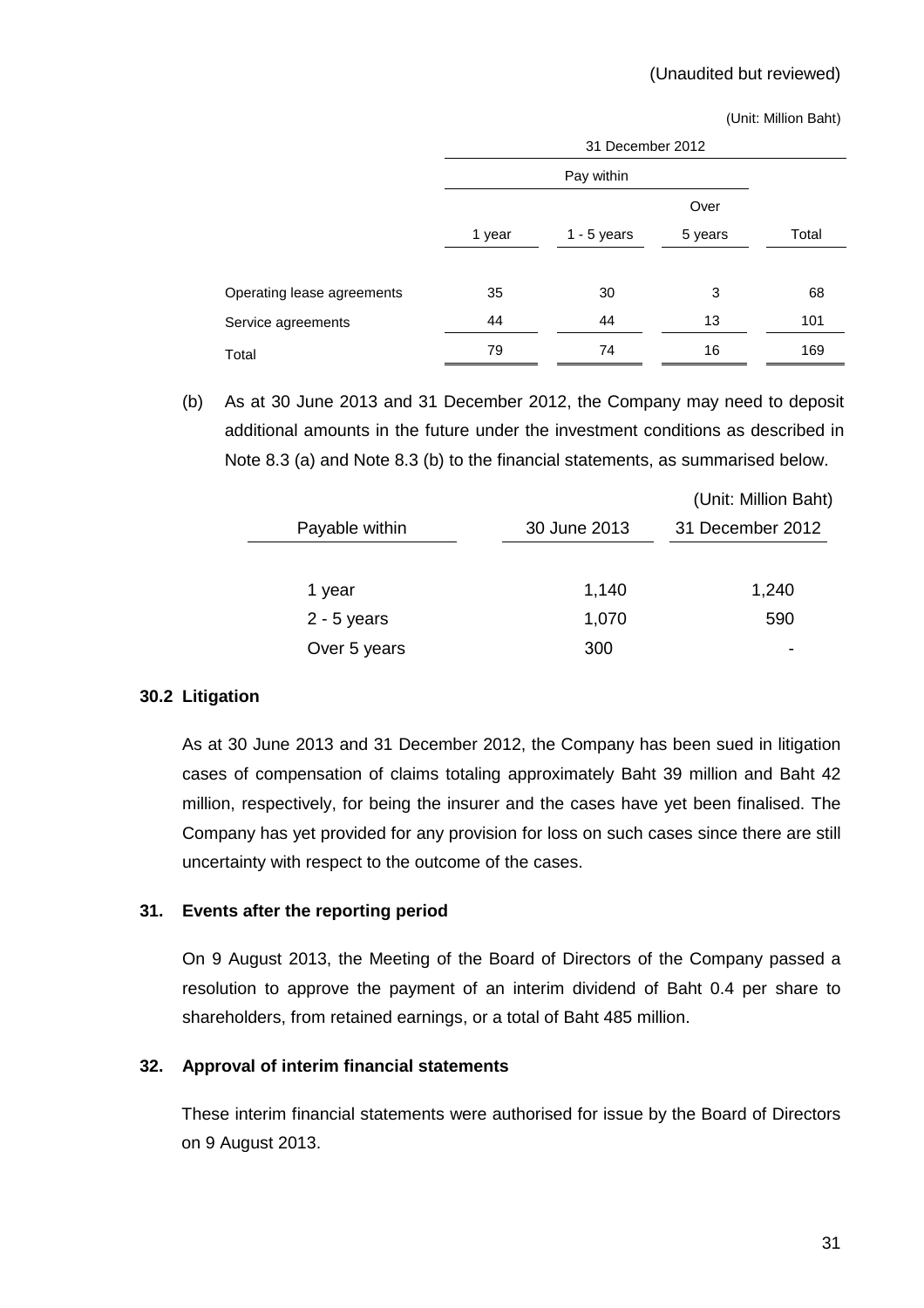(Unaudited but reviewed)

(Unit: Million Baht)

| | 31 December 2012 | | | |
|---|---|---|---|---|
| | Pay within | | | |
| | 1 year | 1 - 5 years | Over 5 years | Total |
| Operating lease agreements | 35 | 30 | 3 | 68 |
| Service agreements | 44 | 44 | 13 | 101 |
| Total | 79 | 74 | 16 | 169 |

(b) As at 30 June 2013 and 31 December 2012, the Company may need to deposit additional amounts in the future under the investment conditions as described in Note 8.3 (a) and Note 8.3 (b) to the financial statements, as summarised below.

(Unit: Million Baht)

| Payable within | 30 June 2013 | 31 December 2012 |
|---|---|---|
| 1 year | 1,140 | 1,240 |
| 2 - 5 years | 1,070 | 590 |
| Over 5 years | 300 | - |

### 30.2 Litigation

As at 30 June 2013 and 31 December 2012, the Company has been sued in litigation cases of compensation of claims totaling approximately Baht 39 million and Baht 42 million, respectively, for being the insurer and the cases have yet been finalised. The Company has yet provided for any provision for loss on such cases since there are still uncertainty with respect to the outcome of the cases.

## 31. Events after the reporting period

On 9 August 2013, the Meeting of the Board of Directors of the Company passed a resolution to approve the payment of an interim dividend of Baht 0.4 per share to shareholders, from retained earnings, or a total of Baht 485 million.

## 32. Approval of interim financial statements

These interim financial statements were authorised for issue by the Board of Directors on 9 August 2013.